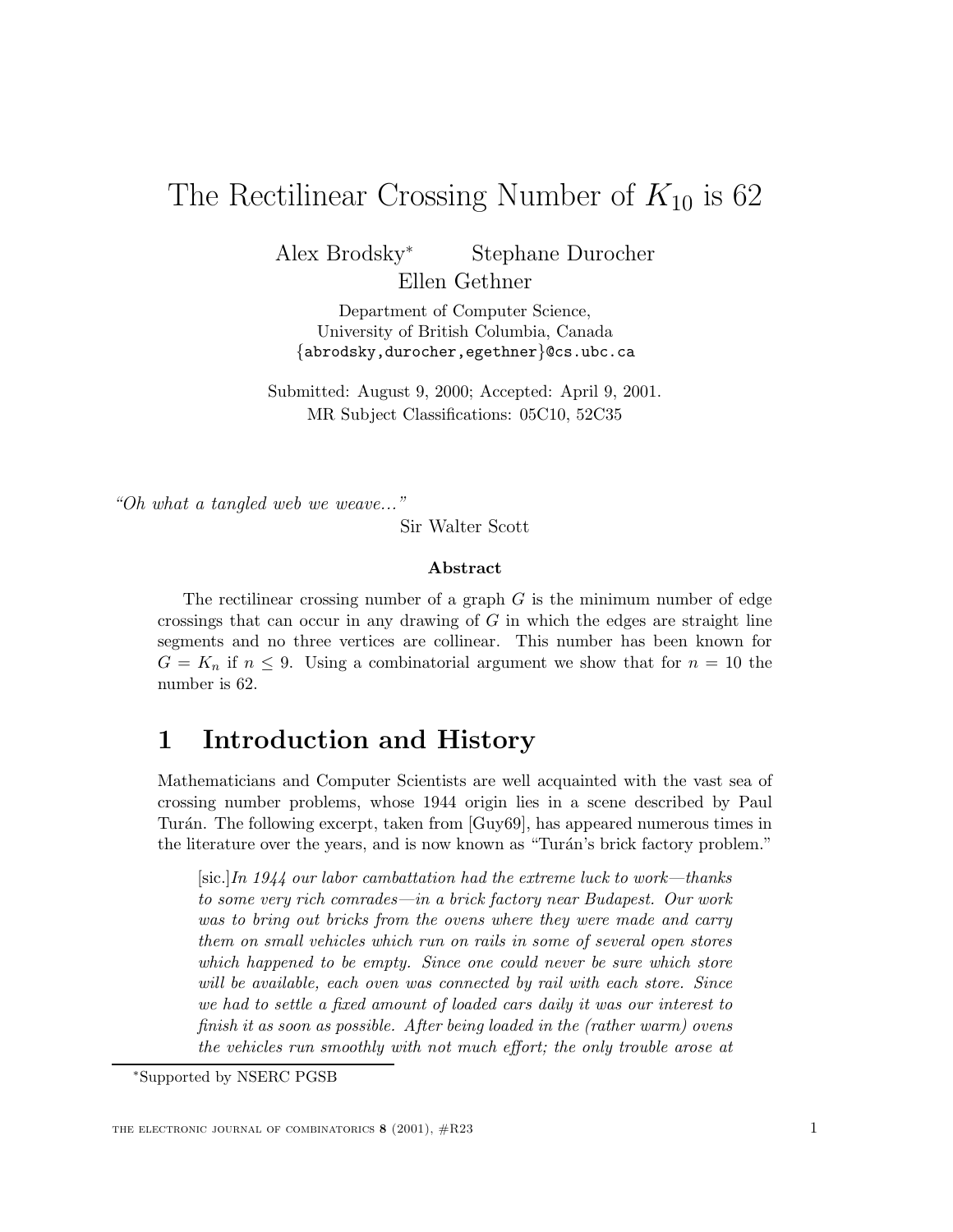# The Rectilinear Crossing Number of $K_{10}$ is 62

Alex Brodsky[*] Stephane Durocher
Ellen Gethner

Department of Computer Science,
University of British Columbia, Canada
{abrodsky,durocher,egethner}@cs.ubc.ca

Submitted: August 9, 2000; Accepted: April 9, 2001.
MR Subject Classifications: 05C10, 52C35

*"Oh what a tangled web we weave..."*
Sir Walter Scott

**Abstract**

The rectilinear crossing number of a graph $G$ is the minimum number of edge crossings that can occur in any drawing of $G$ in which the edges are straight line segments and no three vertices are collinear. This number has been known for $G = K_n$ if $n \leq 9$. Using a combinatorial argument we show that for $n = 10$ the number is 62.

## 1 Introduction and History

Mathematicians and Computer Scientists are well acquainted with the vast sea of crossing number problems, whose 1944 origin lies in a scene described by Paul Turán. The following excerpt, taken from [Guy69], has appeared numerous times in the literature over the years, and is now known as "Turán's brick factory problem."

> [sic.]*In 1944 our labor cambattation had the extreme luck to work—thanks to some very rich comrades—in a brick factory near Budapest. Our work was to bring out bricks from the ovens where they were made and carry them on small vehicles which run on rails in some of several open stores which happened to be empty. Since one could never be sure which store will be available, each oven was connected by rail with each store. Since we had to settle a fixed amount of loaded cars daily it was our interest to finish it as soon as possible. After being loaded in the (rather warm) ovens the vehicles run smoothly with not much effort; the only trouble arose at*

[*]Supported by NSERC PGSB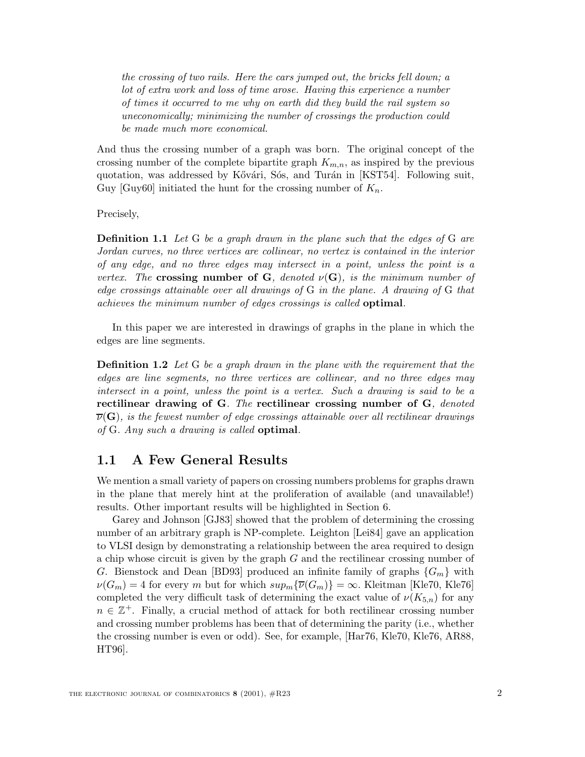*the crossing of two rails. Here the cars jumped out, the bricks fell down; a lot of extra work and loss of time arose. Having this experience a number of times it occurred to me why on earth did they build the rail system so uneconomically; minimizing the number of crossings the production could be made much more economical.*

And thus the crossing number of a graph was born. The original concept of the crossing number of the complete bipartite graph $K_{m,n}$, as inspired by the previous quotation, was addressed by Kővári, Sós, and Turán in [KST54]. Following suit, Guy [Guy60] initiated the hunt for the crossing number of $K_n$.

Precisely,

**Definition 1.1** *Let* G *be a graph drawn in the plane such that the edges of* G *are Jordan curves, no three vertices are collinear, no vertex is contained in the interior of any edge, and no three edges may intersect in a point, unless the point is a vertex. The* **crossing number of G***, denoted* $\nu(\mathbf{G})$*, is the minimum number of edge crossings attainable over all drawings of* G *in the plane. A drawing of* G *that achieves the minimum number of edges crossings is called* **optimal***.*

In this paper we are interested in drawings of graphs in the plane in which the edges are line segments.

**Definition 1.2** *Let* G *be a graph drawn in the plane with the requirement that the edges are line segments, no three vertices are collinear, and no three edges may intersect in a point, unless the point is a vertex. Such a drawing is said to be a* **rectilinear drawing of G***. The* **rectilinear crossing number of G***, denoted* $\overline{\nu}(\mathbf{G})$*, is the fewest number of edge crossings attainable over all rectilinear drawings of* G*. Any such a drawing is called* **optimal***.*

## 1.1 A Few General Results

We mention a small variety of papers on crossing numbers problems for graphs drawn in the plane that merely hint at the proliferation of available (and unavailable!) results. Other important results will be highlighted in Section 6.

Garey and Johnson [GJ83] showed that the problem of determining the crossing number of an arbitrary graph is NP-complete. Leighton [Lei84] gave an application to VLSI design by demonstrating a relationship between the area required to design a chip whose circuit is given by the graph $G$ and the rectilinear crossing number of $G$. Bienstock and Dean [BD93] produced an infinite family of graphs $\{G_m\}$ with $\nu(G_m) = 4$ for every $m$ but for which $sup_m\{\overline{\nu}(G_m)\} = \infty$. Kleitman [Kle70, Kle76] completed the very difficult task of determining the exact value of $\nu(K_{5,n})$ for any $n \in \mathbb{Z}^+$. Finally, a crucial method of attack for both rectilinear crossing number and crossing number problems has been that of determining the parity (i.e., whether the crossing number is even or odd). See, for example, [Har76, Kle70, Kle76, AR88, HT96].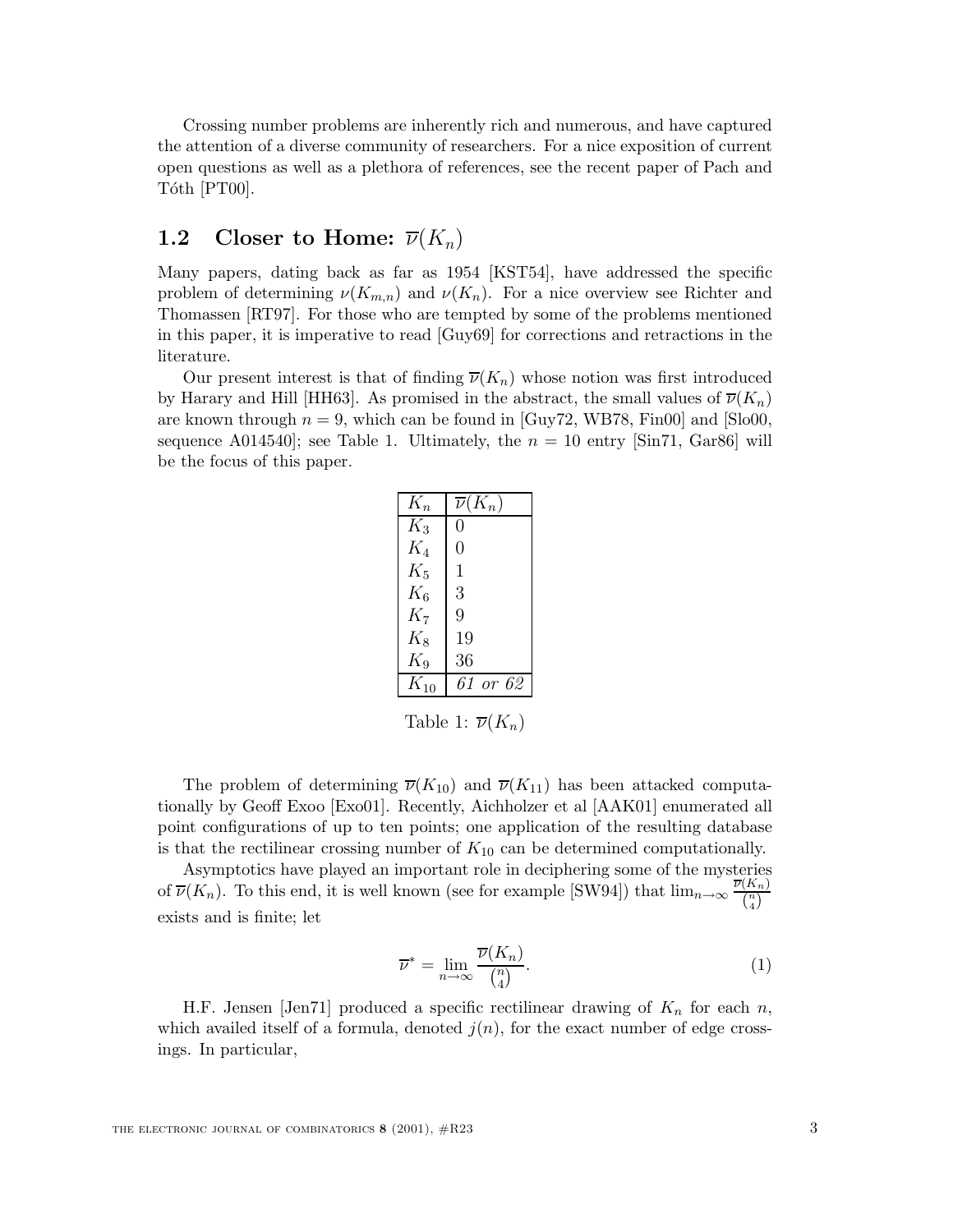Crossing number problems are inherently rich and numerous, and have captured the attention of a diverse community of researchers. For a nice exposition of current open questions as well as a plethora of references, see the recent paper of Pach and Tóth [PT00].

## 1.2 Closer to Home: $\overline{\nu}(K_n)$

Many papers, dating back as far as 1954 [KST54], have addressed the specific problem of determining $\nu(K_{m,n})$ and $\nu(K_n)$. For a nice overview see Richter and Thomassen [RT97]. For those who are tempted by some of the problems mentioned in this paper, it is imperative to read [Guy69] for corrections and retractions in the literature.

Our present interest is that of finding $\overline{\nu}(K_n)$ whose notion was first introduced by Harary and Hill [HH63]. As promised in the abstract, the small values of $\overline{\nu}(K_n)$ are known through $n = 9$, which can be found in [Guy72, WB78, Fin00] and [Slo00, sequence A014540]; see Table 1. Ultimately, the $n = 10$ entry [Sin71, Gar86] will be the focus of this paper.

| $K_n$ | $\overline{\nu}(K_n)$ |
|---|---|
| $K_3$ | 0 |
| $K_4$ | 0 |
| $K_5$ | 1 |
| $K_6$ | 3 |
| $K_7$ | 9 |
| $K_8$ | 19 |
| $K_9$ | 36 |
| $K_{10}$ | *61 or 62* |

Table 1: $\overline{\nu}(K_n)$

The problem of determining $\overline{\nu}(K_{10})$ and $\overline{\nu}(K_{11})$ has been attacked computationally by Geoff Exoo [Exo01]. Recently, Aichholzer et al [AAK01] enumerated all point configurations of up to ten points; one application of the resulting database is that the rectilinear crossing number of $K_{10}$ can be determined computationally.

Asymptotics have played an important role in deciphering some of the mysteries of $\overline{\nu}(K_n)$. To this end, it is well known (see for example [SW94]) that $\lim_{n\to\infty} \frac{\overline{\nu}(K_n)}{\binom{n}{4}}$ exists and is finite; let

$$\overline{\nu}^* = \lim_{n\to\infty} \frac{\overline{\nu}(K_n)}{\binom{n}{4}}. \tag{1}$$

H.F. Jensen [Jen71] produced a specific rectilinear drawing of $K_n$ for each $n$, which availed itself of a formula, denoted $j(n)$, for the exact number of edge crossings. In particular,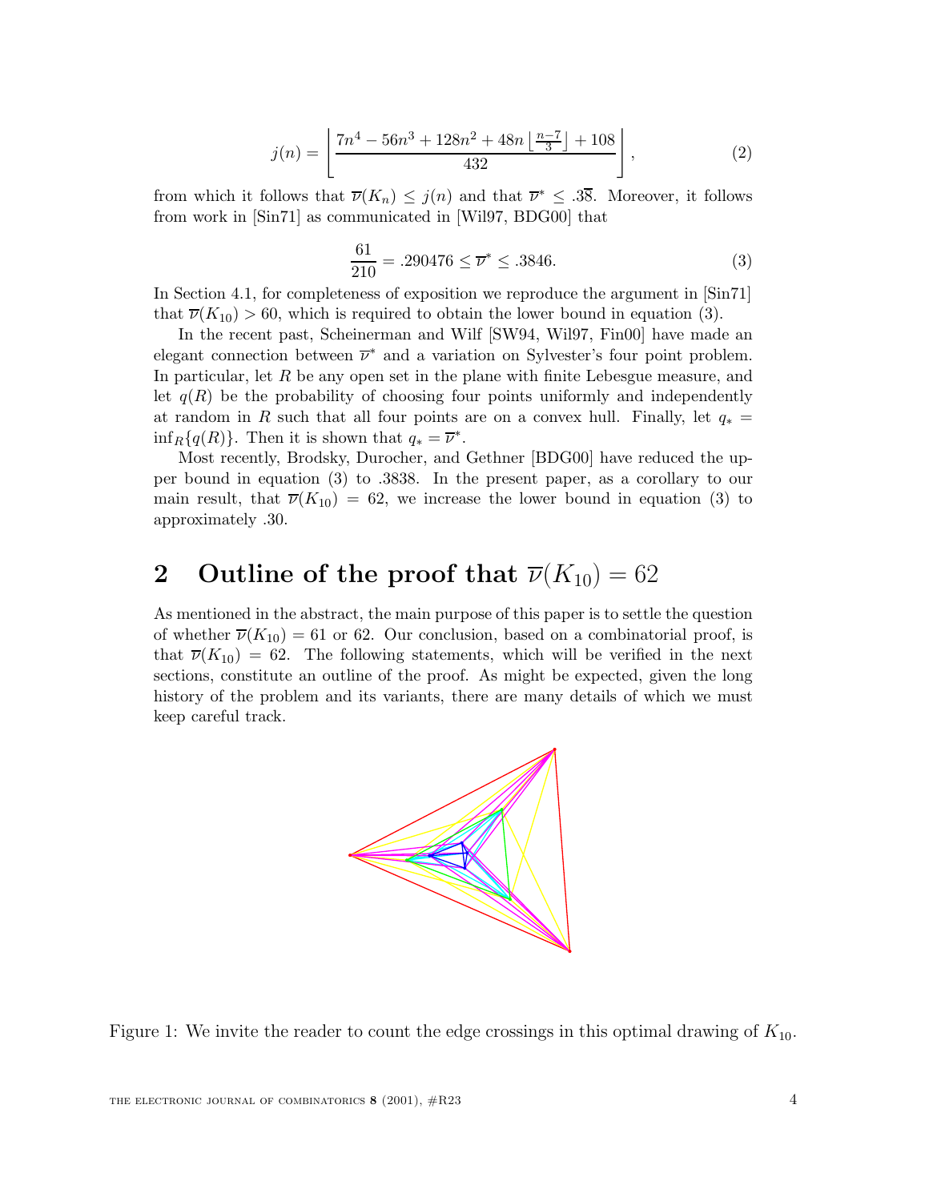$$j(n) = \left\lfloor \frac{7n^4 - 56n^3 + 128n^2 + 48n\left\lfloor \frac{n-7}{3} \right\rfloor + 108}{432} \right\rfloor, \tag{2}$$

from which it follows that $\overline{\nu}(K_n) \leq j(n)$ and that $\overline{\nu}^* \leq .3\overline{8}$. Moreover, it follows from work in [Sin71] as communicated in [Wil97, BDG00] that

$$\frac{61}{210} = .290476 \leq \overline{\nu}^* \leq .3846. \tag{3}$$

In Section 4.1, for completeness of exposition we reproduce the argument in [Sin71] that $\overline{\nu}(K_{10}) > 60$, which is required to obtain the lower bound in equation (3).

In the recent past, Scheinerman and Wilf [SW94, Wil97, Fin00] have made an elegant connection between $\overline{\nu}^*$ and a variation on Sylvester's four point problem. In particular, let $R$ be any open set in the plane with finite Lebesgue measure, and let $q(R)$ be the probability of choosing four points uniformly and independently at random in $R$ such that all four points are on a convex hull. Finally, let $q_* = \inf_R\{q(R)\}$. Then it is shown that $q_* = \overline{\nu}^*$.

Most recently, Brodsky, Durocher, and Gethner [BDG00] have reduced the upper bound in equation (3) to .3838. In the present paper, as a corollary to our main result, that $\overline{\nu}(K_{10}) = 62$, we increase the lower bound in equation (3) to approximately .30.

## 2 Outline of the proof that $\overline{\nu}(K_{10}) = 62$

As mentioned in the abstract, the main purpose of this paper is to settle the question of whether $\overline{\nu}(K_{10}) = 61$ or 62. Our conclusion, based on a combinatorial proof, is that $\overline{\nu}(K_{10}) = 62$. The following statements, which will be verified in the next sections, constitute an outline of the proof. As might be expected, given the long history of the problem and its variants, there are many details of which we must keep careful track.

Figure 1: We invite the reader to count the edge crossings in this optimal drawing of $K_{10}$.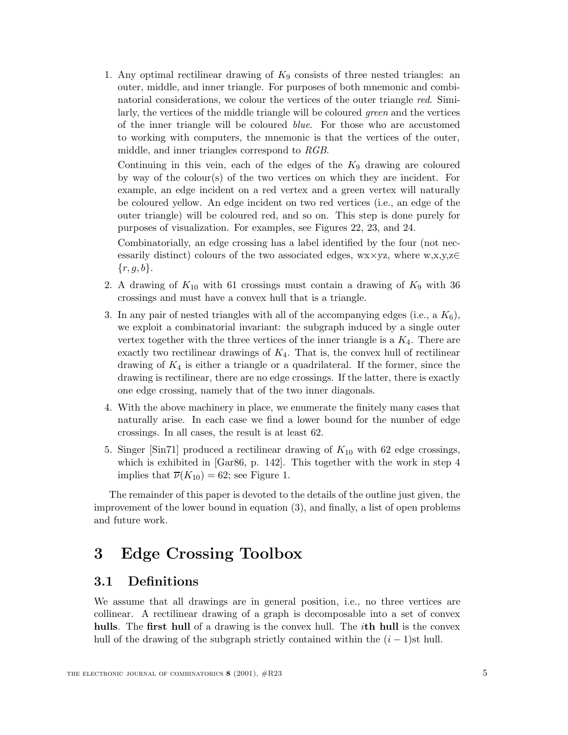1. Any optimal rectilinear drawing of $K_9$ consists of three nested triangles: an outer, middle, and inner triangle. For purposes of both mnemonic and combinatorial considerations, we colour the vertices of the outer triangle *red*. Similarly, the vertices of the middle triangle will be coloured *green* and the vertices of the inner triangle will be coloured *blue*. For those who are accustomed to working with computers, the mnemonic is that the vertices of the outer, middle, and inner triangles correspond to *RGB*.

   Continuing in this vein, each of the edges of the $K_9$ drawing are coloured by way of the colour(s) of the two vertices on which they are incident. For example, an edge incident on a red vertex and a green vertex will naturally be coloured yellow. An edge incident on two red vertices (i.e., an edge of the outer triangle) will be coloured red, and so on. This step is done purely for purposes of visualization. For examples, see Figures 22, 23, and 24.

   Combinatorially, an edge crossing has a label identified by the four (not necessarily distinct) colours of the two associated edges, wx×yz, where w,x,y,z$\in \{r, g, b\}$.

2. A drawing of $K_{10}$ with 61 crossings must contain a drawing of $K_9$ with 36 crossings and must have a convex hull that is a triangle.

3. In any pair of nested triangles with all of the accompanying edges (i.e., a $K_6$), we exploit a combinatorial invariant: the subgraph induced by a single outer vertex together with the three vertices of the inner triangle is a $K_4$. There are exactly two rectilinear drawings of $K_4$. That is, the convex hull of rectilinear drawing of $K_4$ is either a triangle or a quadrilateral. If the former, since the drawing is rectilinear, there are no edge crossings. If the latter, there is exactly one edge crossing, namely that of the two inner diagonals.

4. With the above machinery in place, we enumerate the finitely many cases that naturally arise. In each case we find a lower bound for the number of edge crossings. In all cases, the result is at least 62.

5. Singer [Sin71] produced a rectilinear drawing of $K_{10}$ with 62 edge crossings, which is exhibited in [Gar86, p. 142]. This together with the work in step 4 implies that $\overline{\nu}(K_{10}) = 62$; see Figure 1.

The remainder of this paper is devoted to the details of the outline just given, the improvement of the lower bound in equation (3), and finally, a list of open problems and future work.

# 3 Edge Crossing Toolbox

## 3.1 Definitions

We assume that all drawings are in general position, i.e., no three vertices are collinear. A rectilinear drawing of a graph is decomposable into a set of convex **hulls**. The **first hull** of a drawing is the convex hull. The $i$**th hull** is the convex hull of the drawing of the subgraph strictly contained within the $(i-1)$st hull.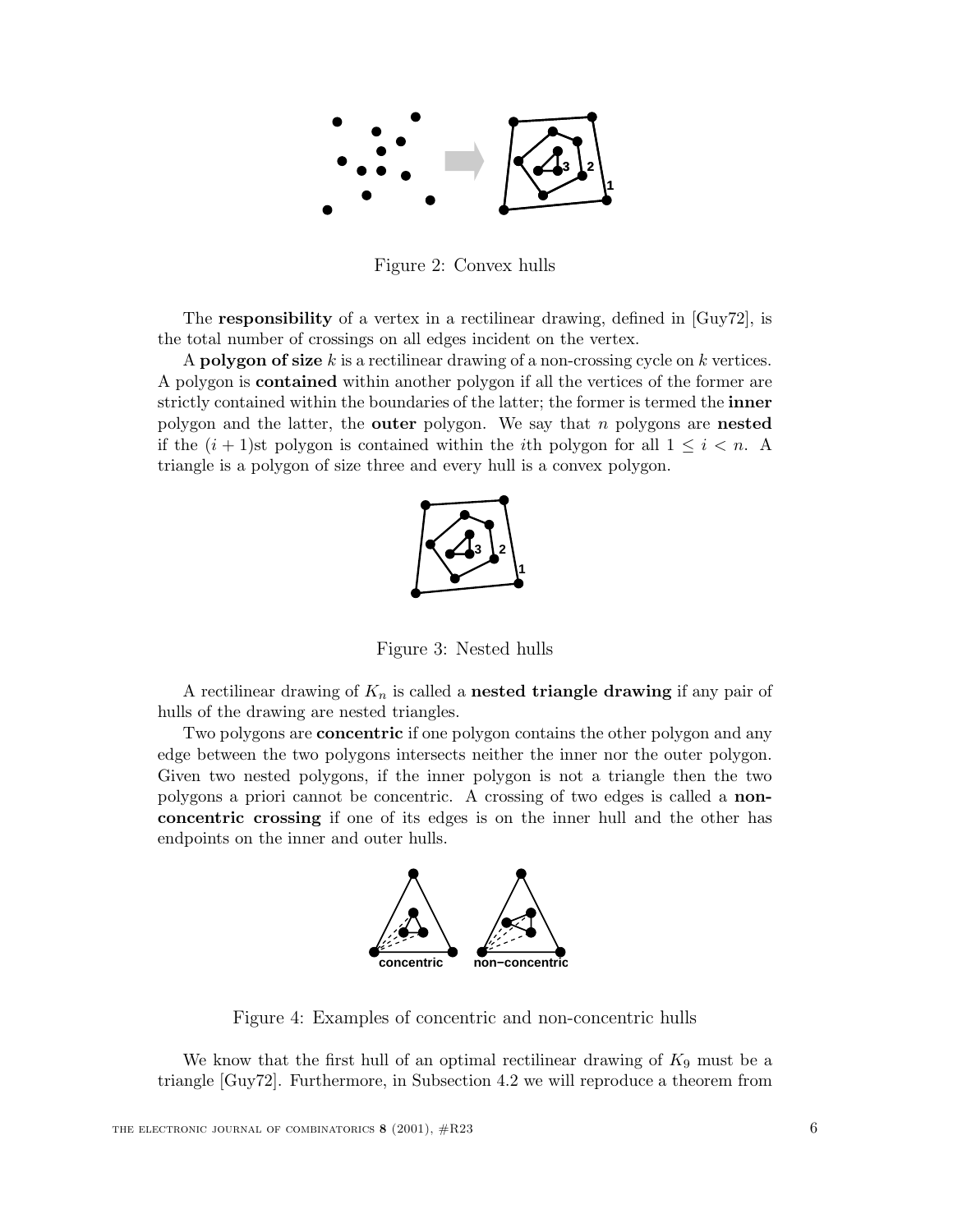Figure 2: Convex hulls

The **responsibility** of a vertex in a rectilinear drawing, defined in [Guy72], is the total number of crossings on all edges incident on the vertex.

A **polygon of size** $k$ is a rectilinear drawing of a non-crossing cycle on $k$ vertices. A polygon is **contained** within another polygon if all the vertices of the former are strictly contained within the boundaries of the latter; the former is termed the **inner** polygon and the latter, the **outer** polygon. We say that $n$ polygons are **nested** if the $(i+1)$st polygon is contained within the $i$th polygon for all $1 \leq i < n$. A triangle is a polygon of size three and every hull is a convex polygon.

Figure 3: Nested hulls

A rectilinear drawing of $K_n$ is called a **nested triangle drawing** if any pair of hulls of the drawing are nested triangles.

Two polygons are **concentric** if one polygon contains the other polygon and any edge between the two polygons intersects neither the inner nor the outer polygon. Given two nested polygons, if the inner polygon is not a triangle then the two polygons a priori cannot be concentric. A crossing of two edges is called a **non-concentric crossing** if one of its edges is on the inner hull and the other has endpoints on the inner and outer hulls.

Figure 4: Examples of concentric and non-concentric hulls

We know that the first hull of an optimal rectilinear drawing of $K_9$ must be a triangle [Guy72]. Furthermore, in Subsection 4.2 we will reproduce a theorem from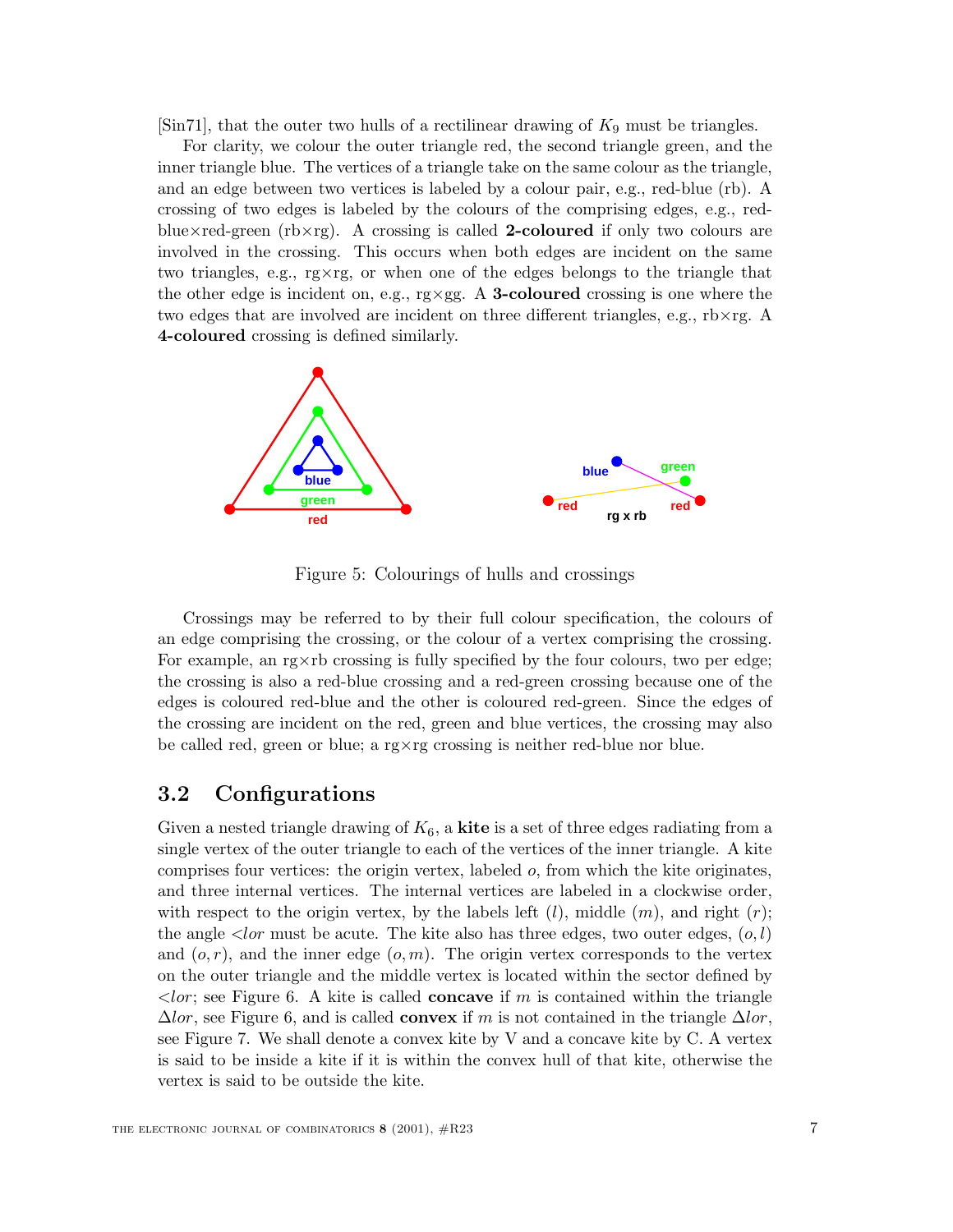[Sin71], that the outer two hulls of a rectilinear drawing of $K_9$ must be triangles.

For clarity, we colour the outer triangle red, the second triangle green, and the inner triangle blue. The vertices of a triangle take on the same colour as the triangle, and an edge between two vertices is labeled by a colour pair, e.g., red-blue (rb). A crossing of two edges is labeled by the colours of the comprising edges, e.g., red-blue×red-green (rb×rg). A crossing is called **2-coloured** if only two colours are involved in the crossing. This occurs when both edges are incident on the same two triangles, e.g., rg×rg, or when one of the edges belongs to the triangle that the other edge is incident on, e.g., rg×gg. A **3-coloured** crossing is one where the two edges that are involved are incident on three different triangles, e.g., rb×rg. A **4-coloured** crossing is defined similarly.

Figure 5: Colourings of hulls and crossings

Crossings may be referred to by their full colour specification, the colours of an edge comprising the crossing, or the colour of a vertex comprising the crossing. For example, an rg×rb crossing is fully specified by the four colours, two per edge; the crossing is also a red-blue crossing and a red-green crossing because one of the edges is coloured red-blue and the other is coloured red-green. Since the edges of the crossing are incident on the red, green and blue vertices, the crossing may also be called red, green or blue; a rg×rg crossing is neither red-blue nor blue.

## 3.2 Configurations

Given a nested triangle drawing of $K_6$, a **kite** is a set of three edges radiating from a single vertex of the outer triangle to each of the vertices of the inner triangle. A kite comprises four vertices: the origin vertex, labeled $o$, from which the kite originates, and three internal vertices. The internal vertices are labeled in a clockwise order, with respect to the origin vertex, by the labels left ($l$), middle ($m$), and right ($r$); the angle $<lor$ must be acute. The kite also has three edges, two outer edges, $(o,l)$ and $(o,r)$, and the inner edge $(o,m)$. The origin vertex corresponds to the vertex on the outer triangle and the middle vertex is located within the sector defined by $<lor$; see Figure 6. A kite is called **concave** if $m$ is contained within the triangle $\Delta lor$, see Figure 6, and is called **convex** if $m$ is not contained in the triangle $\Delta lor$, see Figure 7. We shall denote a convex kite by V and a concave kite by C. A vertex is said to be inside a kite if it is within the convex hull of that kite, otherwise the vertex is said to be outside the kite.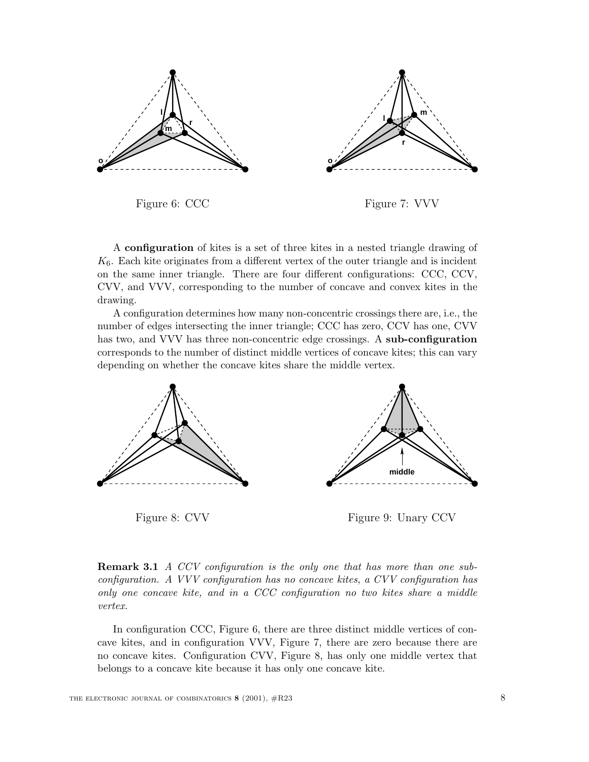Figure 6: CCC

Figure 7: VVV

A **configuration** of kites is a set of three kites in a nested triangle drawing of $K_6$. Each kite originates from a different vertex of the outer triangle and is incident on the same inner triangle. There are four different configurations: CCC, CCV, CVV, and VVV, corresponding to the number of concave and convex kites in the drawing.

A configuration determines how many non-concentric crossings there are, i.e., the number of edges intersecting the inner triangle; CCC has zero, CCV has one, CVV has two, and VVV has three non-concentric edge crossings. A **sub-configuration** corresponds to the number of distinct middle vertices of concave kites; this can vary depending on whether the concave kites share the middle vertex.

Figure 8: CVV

Figure 9: Unary CCV

**Remark 3.1** *A CCV configuration is the only one that has more than one sub-configuration. A VVV configuration has no concave kites, a CVV configuration has only one concave kite, and in a CCC configuration no two kites share a middle vertex.*

In configuration CCC, Figure 6, there are three distinct middle vertices of concave kites, and in configuration VVV, Figure 7, there are zero because there are no concave kites. Configuration CVV, Figure 8, has only one middle vertex that belongs to a concave kite because it has only one concave kite.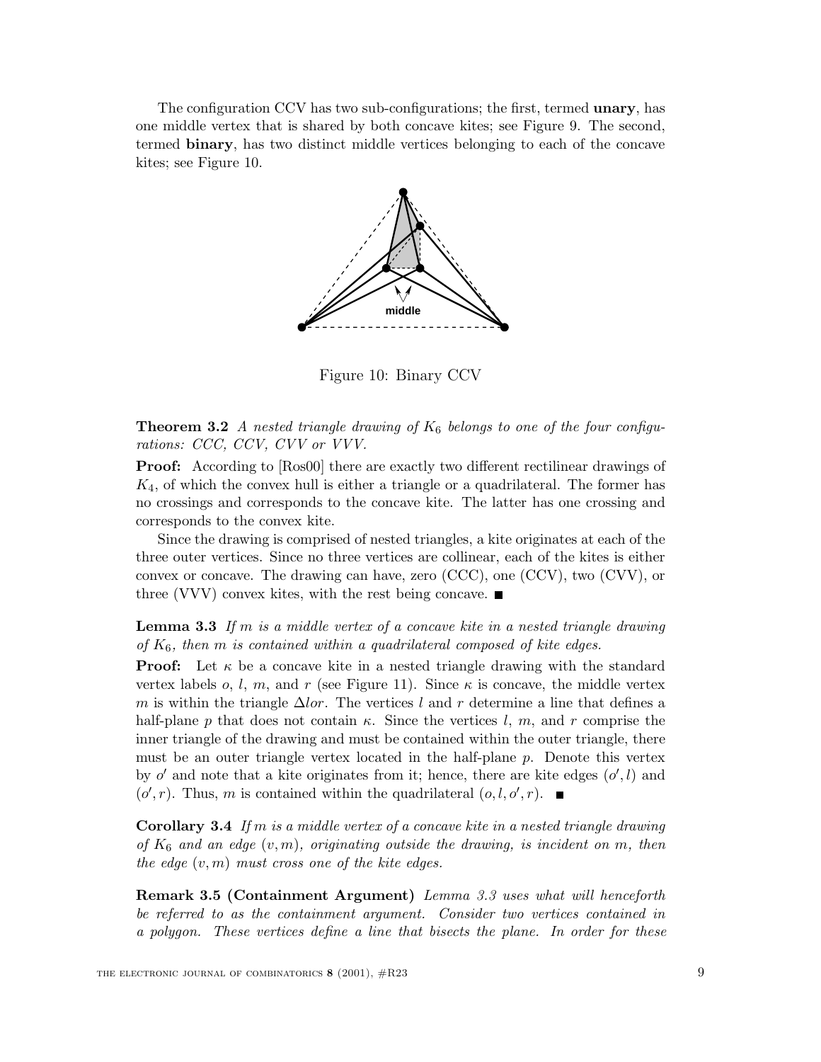The configuration CCV has two sub-configurations; the first, termed **unary**, has one middle vertex that is shared by both concave kites; see Figure 9. The second, termed **binary**, has two distinct middle vertices belonging to each of the concave kites; see Figure 10.

Figure 10: Binary CCV

**Theorem 3.2** *A nested triangle drawing of $K_6$ belongs to one of the four configurations: CCC, CCV, CVV or VVV.*

**Proof:** According to [Ros00] there are exactly two different rectilinear drawings of $K_4$, of which the convex hull is either a triangle or a quadrilateral. The former has no crossings and corresponds to the concave kite. The latter has one crossing and corresponds to the convex kite.

Since the drawing is comprised of nested triangles, a kite originates at each of the three outer vertices. Since no three vertices are collinear, each of the kites is either convex or concave. The drawing can have, zero (CCC), one (CCV), two (CVV), or three (VVV) convex kites, with the rest being concave. ■

**Lemma 3.3** *If $m$ is a middle vertex of a concave kite in a nested triangle drawing of $K_6$, then $m$ is contained within a quadrilateral composed of kite edges.*

**Proof:** Let $\kappa$ be a concave kite in a nested triangle drawing with the standard vertex labels $o$, $l$, $m$, and $r$ (see Figure 11). Since $\kappa$ is concave, the middle vertex $m$ is within the triangle $\Delta lor$. The vertices $l$ and $r$ determine a line that defines a half-plane $p$ that does not contain $\kappa$. Since the vertices $l$, $m$, and $r$ comprise the inner triangle of the drawing and must be contained within the outer triangle, there must be an outer triangle vertex located in the half-plane $p$. Denote this vertex by $o'$ and note that a kite originates from it; hence, there are kite edges $(o', l)$ and $(o', r)$. Thus, $m$ is contained within the quadrilateral $(o, l, o', r)$. ■

**Corollary 3.4** *If $m$ is a middle vertex of a concave kite in a nested triangle drawing of $K_6$ and an edge $(v, m)$, originating outside the drawing, is incident on $m$, then the edge $(v, m)$ must cross one of the kite edges.*

**Remark 3.5 (Containment Argument)** *Lemma 3.3 uses what will henceforth be referred to as the containment argument. Consider two vertices contained in a polygon. These vertices define a line that bisects the plane. In order for these*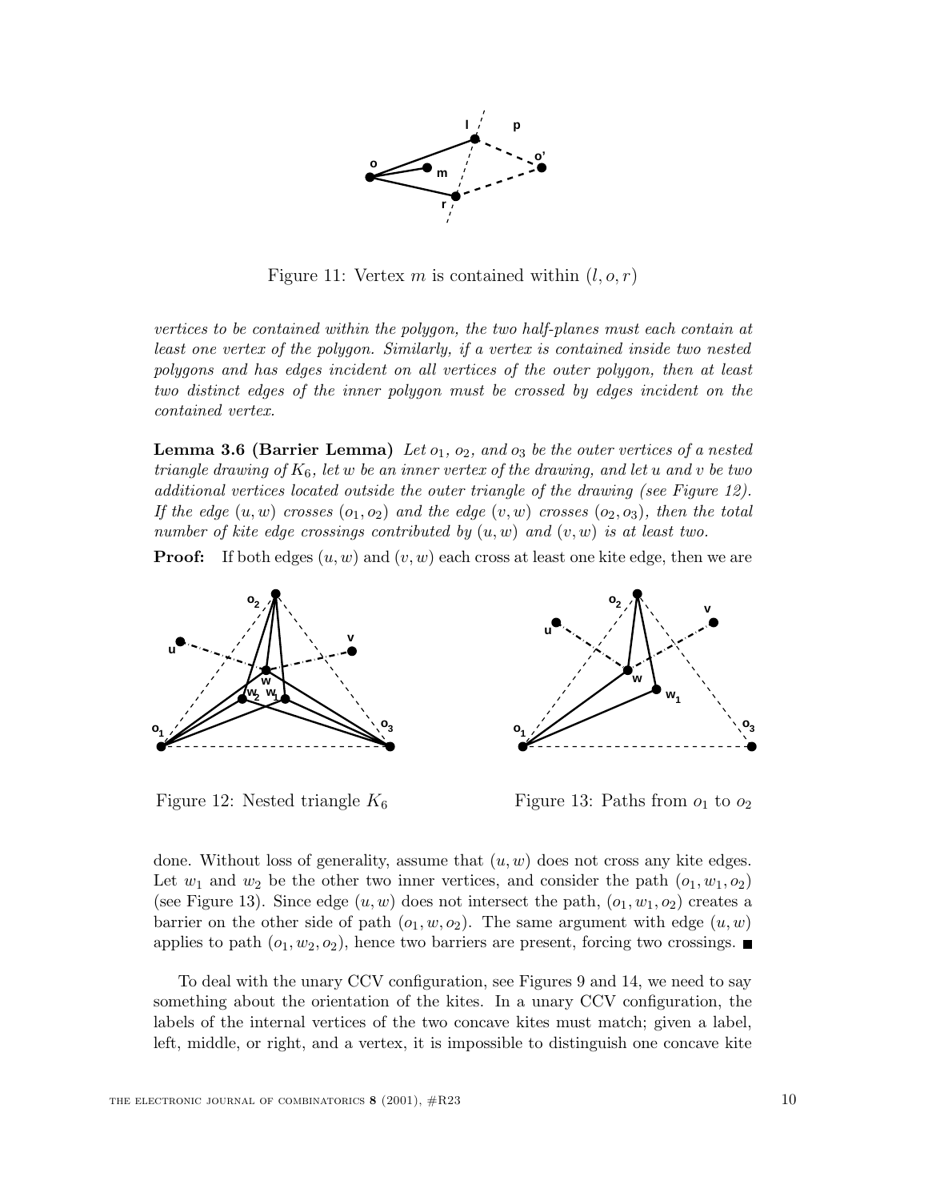Figure 11: Vertex $m$ is contained within $(l, o, r)$

*vertices to be contained within the polygon, the two half-planes must each contain at least one vertex of the polygon. Similarly, if a vertex is contained inside two nested polygons and has edges incident on all vertices of the outer polygon, then at least two distinct edges of the inner polygon must be crossed by edges incident on the contained vertex.*

**Lemma 3.6 (Barrier Lemma)** *Let $o_1$, $o_2$, and $o_3$ be the outer vertices of a nested triangle drawing of $K_6$, let $w$ be an inner vertex of the drawing, and let $u$ and $v$ be two additional vertices located outside the outer triangle of the drawing (see Figure 12). If the edge $(u, w)$ crosses $(o_1, o_2)$ and the edge $(v, w)$ crosses $(o_2, o_3)$, then the total number of kite edge crossings contributed by $(u, w)$ and $(v, w)$ is at least two.*

**Proof:** If both edges $(u, w)$ and $(v, w)$ each cross at least one kite edge, then we are done. Without loss of generality, assume that $(u, w)$ does not cross any kite edges. Let $w_1$ and $w_2$ be the other two inner vertices, and consider the path $(o_1, w_1, o_2)$ (see Figure 13). Since edge $(u, w)$ does not intersect the path, $(o_1, w_1, o_2)$ creates a barrier on the other side of path $(o_1, w, o_2)$. The same argument with edge $(u, w)$ applies to path $(o_1, w_2, o_2)$, hence two barriers are present, forcing two crossings. ■

Figure 12: Nested triangle $K_6$

Figure 13: Paths from $o_1$ to $o_2$

To deal with the unary CCV configuration, see Figures 9 and 14, we need to say something about the orientation of the kites. In a unary CCV configuration, the labels of the internal vertices of the two concave kites must match; given a label, left, middle, or right, and a vertex, it is impossible to distinguish one concave kite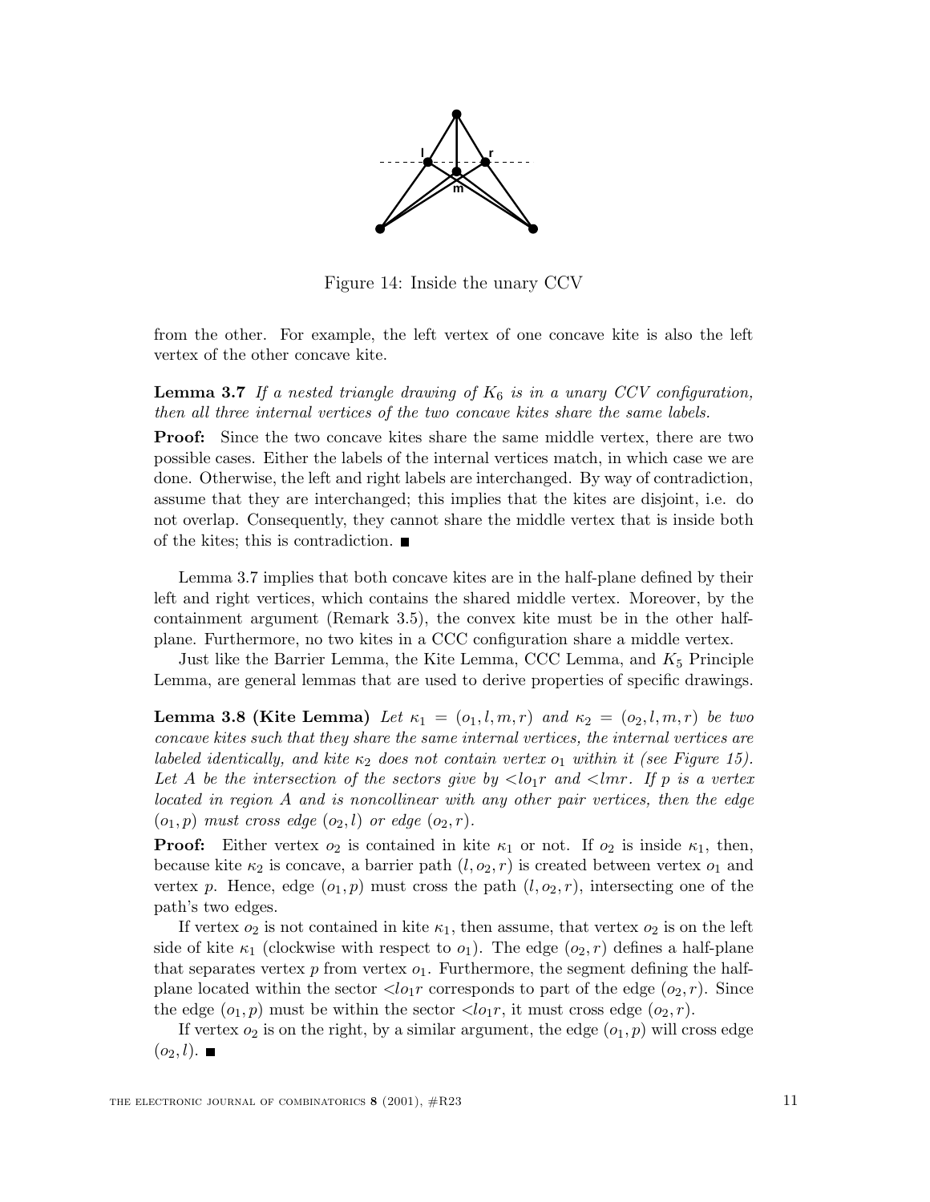Figure 14: Inside the unary CCV

from the other. For example, the left vertex of one concave kite is also the left vertex of the other concave kite.

**Lemma 3.7** *If a nested triangle drawing of $K_6$ is in a unary CCV configuration, then all three internal vertices of the two concave kites share the same labels.*

**Proof:** Since the two concave kites share the same middle vertex, there are two possible cases. Either the labels of the internal vertices match, in which case we are done. Otherwise, the left and right labels are interchanged. By way of contradiction, assume that they are interchanged; this implies that the kites are disjoint, i.e. do not overlap. Consequently, they cannot share the middle vertex that is inside both of the kites; this is contradiction. ■

Lemma 3.7 implies that both concave kites are in the half-plane defined by their left and right vertices, which contains the shared middle vertex. Moreover, by the containment argument (Remark 3.5), the convex kite must be in the other half-plane. Furthermore, no two kites in a CCC configuration share a middle vertex.

Just like the Barrier Lemma, the Kite Lemma, CCC Lemma, and $K_5$ Principle Lemma, are general lemmas that are used to derive properties of specific drawings.

**Lemma 3.8 (Kite Lemma)** *Let $\kappa_1 = (o_1, l, m, r)$ and $\kappa_2 = (o_2, l, m, r)$ be two concave kites such that they share the same internal vertices, the internal vertices are labeled identically, and kite $\kappa_2$ does not contain vertex $o_1$ within it (see Figure 15). Let $A$ be the intersection of the sectors give by $<lo_1r$ and $<lmr$. If $p$ is a vertex located in region $A$ and is noncollinear with any other pair vertices, then the edge $(o_1, p)$ must cross edge $(o_2, l)$ or edge $(o_2, r)$.*

**Proof:** Either vertex $o_2$ is contained in kite $\kappa_1$ or not. If $o_2$ is inside $\kappa_1$, then, because kite $\kappa_2$ is concave, a barrier path $(l, o_2, r)$ is created between vertex $o_1$ and vertex $p$. Hence, edge $(o_1, p)$ must cross the path $(l, o_2, r)$, intersecting one of the path's two edges.

If vertex $o_2$ is not contained in kite $\kappa_1$, then assume, that vertex $o_2$ is on the left side of kite $\kappa_1$ (clockwise with respect to $o_1$). The edge $(o_2, r)$ defines a half-plane that separates vertex $p$ from vertex $o_1$. Furthermore, the segment defining the half-plane located within the sector $<lo_1r$ corresponds to part of the edge $(o_2, r)$. Since the edge $(o_1, p)$ must be within the sector $<lo_1r$, it must cross edge $(o_2, r)$.

If vertex $o_2$ is on the right, by a similar argument, the edge $(o_1, p)$ will cross edge $(o_2, l)$. ■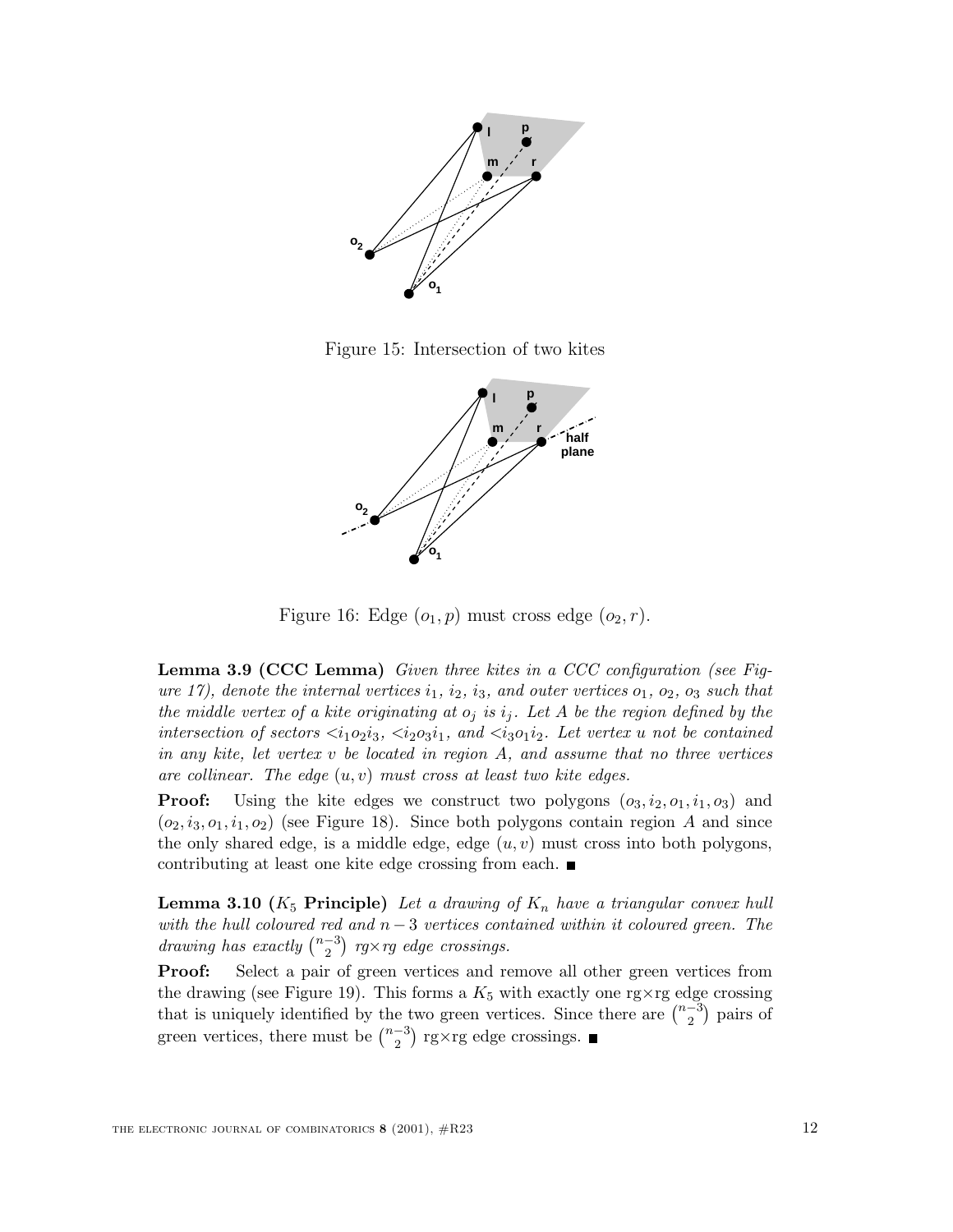Figure 15: Intersection of two kites

Figure 16: Edge $(o_1, p)$ must cross edge $(o_2, r)$.

**Lemma 3.9 (CCC Lemma)** *Given three kites in a CCC configuration (see Figure 17), denote the internal vertices $i_1$, $i_2$, $i_3$, and outer vertices $o_1$, $o_2$, $o_3$ such that the middle vertex of a kite originating at $o_j$ is $i_j$. Let $A$ be the region defined by the intersection of sectors $\angle i_1 o_2 i_3$, $\angle i_2 o_3 i_1$, and $\angle i_3 o_1 i_2$. Let vertex $u$ not be contained in any kite, let vertex $v$ be located in region $A$, and assume that no three vertices are collinear. The edge $(u, v)$ must cross at least two kite edges.*

**Proof:** Using the kite edges we construct two polygons $(o_3, i_2, o_1, i_1, o_3)$ and $(o_2, i_3, o_1, i_1, o_2)$ (see Figure 18). Since both polygons contain region $A$ and since the only shared edge, is a middle edge, edge $(u, v)$ must cross into both polygons, contributing at least one kite edge crossing from each. ■

**Lemma 3.10 ($K_5$ Principle)** *Let a drawing of $K_n$ have a triangular convex hull with the hull coloured red and $n-3$ vertices contained within it coloured green. The drawing has exactly $\binom{n-3}{2}$ rg×rg edge crossings.*

**Proof:** Select a pair of green vertices and remove all other green vertices from the drawing (see Figure 19). This forms a $K_5$ with exactly one rg×rg edge crossing that is uniquely identified by the two green vertices. Since there are $\binom{n-3}{2}$ pairs of green vertices, there must be $\binom{n-3}{2}$ rg×rg edge crossings. ■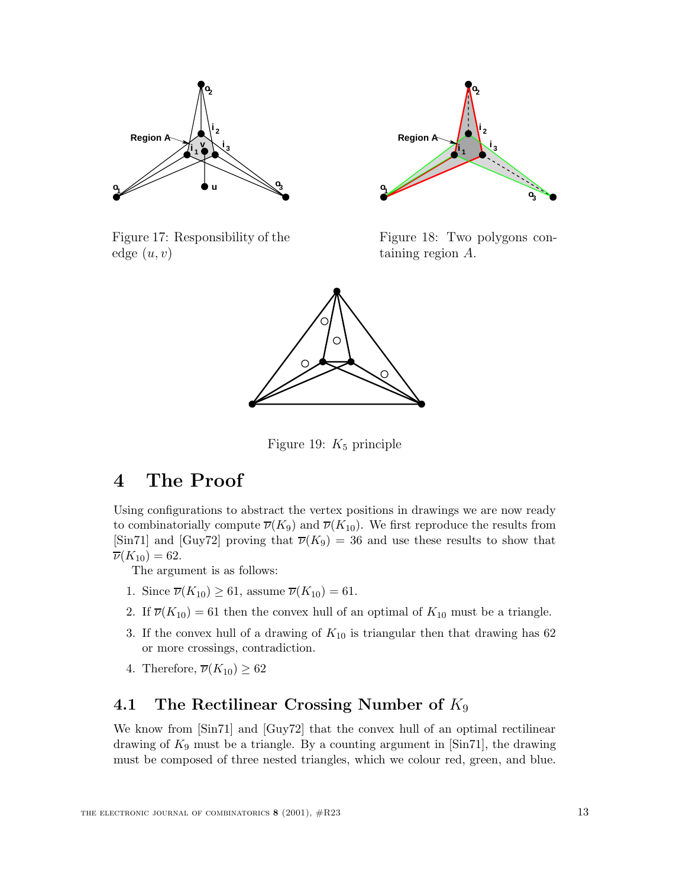Figure 17: Responsibility of the edge $(u, v)$

Figure 18: Two polygons containing region $A$.

Figure 19: $K_5$ principle

# 4 The Proof

Using configurations to abstract the vertex positions in drawings we are now ready to combinatorially compute $\overline{\nu}(K_9)$ and $\overline{\nu}(K_{10})$. We first reproduce the results from [Sin71] and [Guy72] proving that $\overline{\nu}(K_9) = 36$ and use these results to show that $\overline{\nu}(K_{10}) = 62$.

The argument is as follows:

1. Since $\overline{\nu}(K_{10}) \geq 61$, assume $\overline{\nu}(K_{10}) = 61$.
2. If $\overline{\nu}(K_{10}) = 61$ then the convex hull of an optimal of $K_{10}$ must be a triangle.
3. If the convex hull of a drawing of $K_{10}$ is triangular then that drawing has 62 or more crossings, contradiction.
4. Therefore, $\overline{\nu}(K_{10}) \geq 62$

## 4.1 The Rectilinear Crossing Number of $K_9$

We know from [Sin71] and [Guy72] that the convex hull of an optimal rectilinear drawing of $K_9$ must be a triangle. By a counting argument in [Sin71], the drawing must be composed of three nested triangles, which we colour red, green, and blue.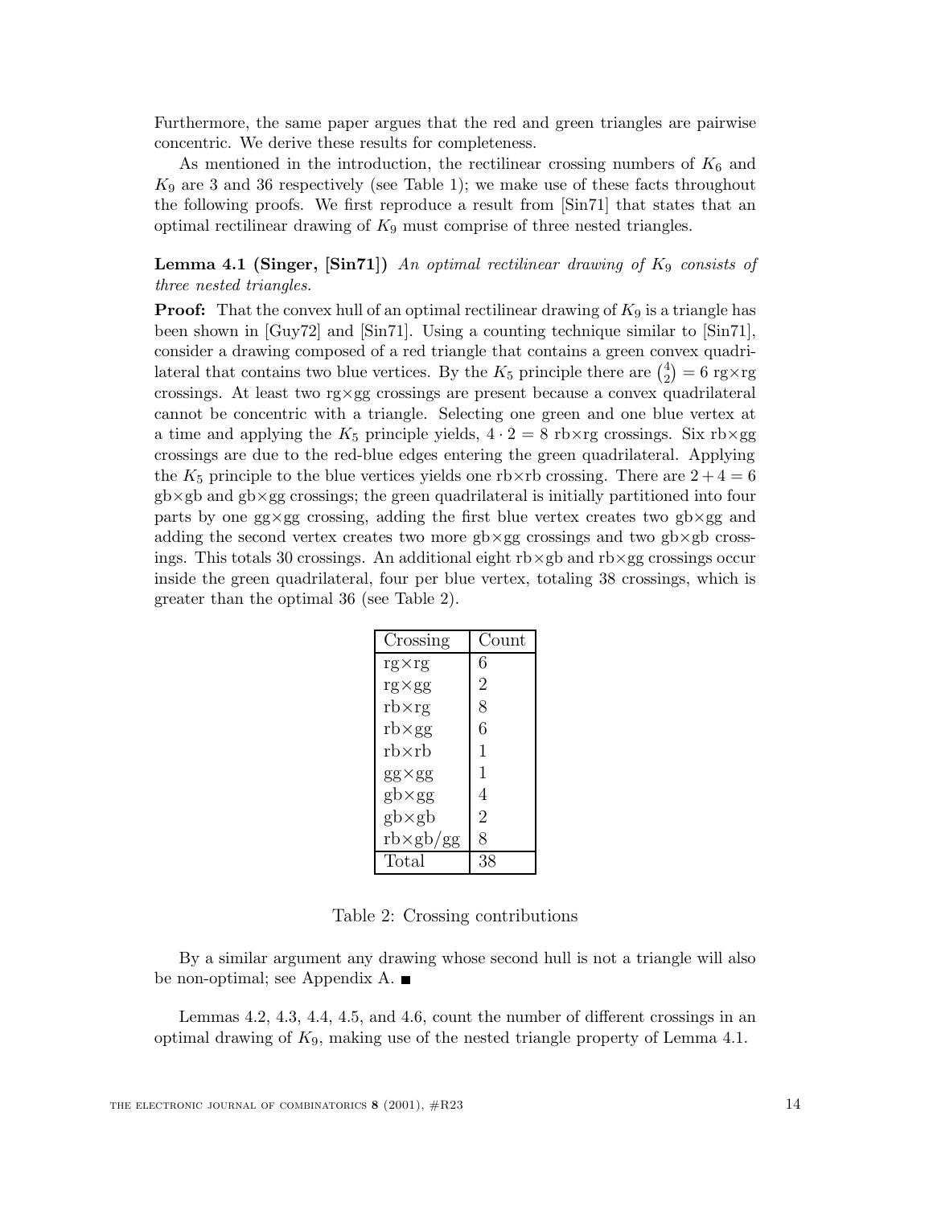Furthermore, the same paper argues that the red and green triangles are pairwise concentric. We derive these results for completeness.

As mentioned in the introduction, the rectilinear crossing numbers of $K_6$ and $K_9$ are 3 and 36 respectively (see Table 1); we make use of these facts throughout the following proofs. We first reproduce a result from [Sin71] that states that an optimal rectilinear drawing of $K_9$ must comprise of three nested triangles.

**Lemma 4.1 (Singer, [Sin71])** *An optimal rectilinear drawing of $K_9$ consists of three nested triangles.*

**Proof:** That the convex hull of an optimal rectilinear drawing of $K_9$ is a triangle has been shown in [Guy72] and [Sin71]. Using a counting technique similar to [Sin71], consider a drawing composed of a red triangle that contains a green convex quadrilateral that contains two blue vertices. By the $K_5$ principle there are $\binom{4}{2} = 6$ rg×rg crossings. At least two rg×gg crossings are present because a convex quadrilateral cannot be concentric with a triangle. Selecting one green and one blue vertex at a time and applying the $K_5$ principle yields, $4 \cdot 2 = 8$ rb×rg crossings. Six rb×gg crossings are due to the red-blue edges entering the green quadrilateral. Applying the $K_5$ principle to the blue vertices yields one rb×rb crossing. There are $2 + 4 = 6$ gb×gb and gb×gg crossings; the green quadrilateral is initially partitioned into four parts by one gg×gg crossing, adding the first blue vertex creates two gb×gg and adding the second vertex creates two more gb×gg crossings and two gb×gb crossings. This totals 30 crossings. An additional eight rb×gb and rb×gg crossings occur inside the green quadrilateral, four per blue vertex, totaling 38 crossings, which is greater than the optimal 36 (see Table 2).

| Crossing | Count |
|---|---|
| rg×rg | 6 |
| rg×gg | 2 |
| rb×rg | 8 |
| rb×gg | 6 |
| rb×rb | 1 |
| gg×gg | 1 |
| gb×gg | 4 |
| gb×gb | 2 |
| rb×gb/gg | 8 |
| Total | 38 |

Table 2: Crossing contributions

By a similar argument any drawing whose second hull is not a triangle will also be non-optimal; see Appendix A. ■

Lemmas 4.2, 4.3, 4.4, 4.5, and 4.6, count the number of different crossings in an optimal drawing of $K_9$, making use of the nested triangle property of Lemma 4.1.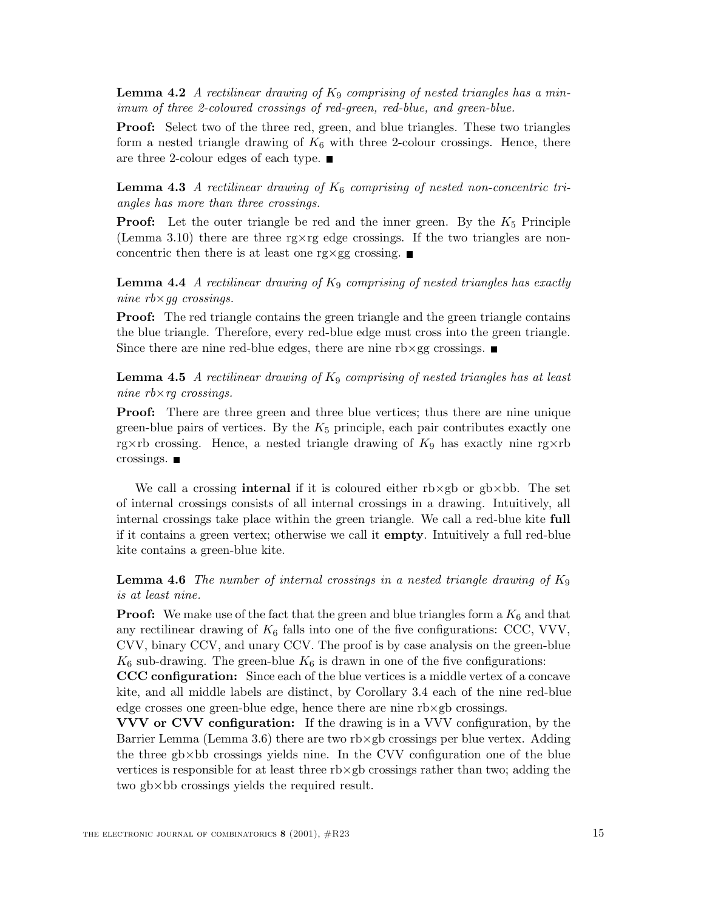**Lemma 4.2** *A rectilinear drawing of $K_9$ comprising of nested triangles has a minimum of three 2-coloured crossings of red-green, red-blue, and green-blue.*

**Proof:** Select two of the three red, green, and blue triangles. These two triangles form a nested triangle drawing of $K_6$ with three 2-colour crossings. Hence, there are three 2-colour edges of each type. ■

**Lemma 4.3** *A rectilinear drawing of $K_6$ comprising of nested non-concentric triangles has more than three crossings.*

**Proof:** Let the outer triangle be red and the inner green. By the $K_5$ Principle (Lemma 3.10) there are three rg×rg edge crossings. If the two triangles are non-concentric then there is at least one rg×gg crossing. ■

**Lemma 4.4** *A rectilinear drawing of $K_9$ comprising of nested triangles has exactly nine rb×gg crossings.*

**Proof:** The red triangle contains the green triangle and the green triangle contains the blue triangle. Therefore, every red-blue edge must cross into the green triangle. Since there are nine red-blue edges, there are nine rb×gg crossings. ■

**Lemma 4.5** *A rectilinear drawing of $K_9$ comprising of nested triangles has at least nine rb×rg crossings.*

**Proof:** There are three green and three blue vertices; thus there are nine unique green-blue pairs of vertices. By the $K_5$ principle, each pair contributes exactly one rg×rb crossing. Hence, a nested triangle drawing of $K_9$ has exactly nine rg×rb crossings. ■

We call a crossing **internal** if it is coloured either rb×gb or gb×bb. The set of internal crossings consists of all internal crossings in a drawing. Intuitively, all internal crossings take place within the green triangle. We call a red-blue kite **full** if it contains a green vertex; otherwise we call it **empty**. Intuitively a full red-blue kite contains a green-blue kite.

**Lemma 4.6** *The number of internal crossings in a nested triangle drawing of $K_9$ is at least nine.*

**Proof:** We make use of the fact that the green and blue triangles form a $K_6$ and that any rectilinear drawing of $K_6$ falls into one of the five configurations: CCC, VVV, CVV, binary CCV, and unary CCV. The proof is by case analysis on the green-blue $K_6$ sub-drawing. The green-blue $K_6$ is drawn in one of the five configurations:

**CCC configuration:** Since each of the blue vertices is a middle vertex of a concave kite, and all middle labels are distinct, by Corollary 3.4 each of the nine red-blue edge crosses one green-blue edge, hence there are nine rb×gb crossings.

**VVV or CVV configuration:** If the drawing is in a VVV configuration, by the Barrier Lemma (Lemma 3.6) there are two rb×gb crossings per blue vertex. Adding the three gb×bb crossings yields nine. In the CVV configuration one of the blue vertices is responsible for at least three rb×gb crossings rather than two; adding the two gb×bb crossings yields the required result.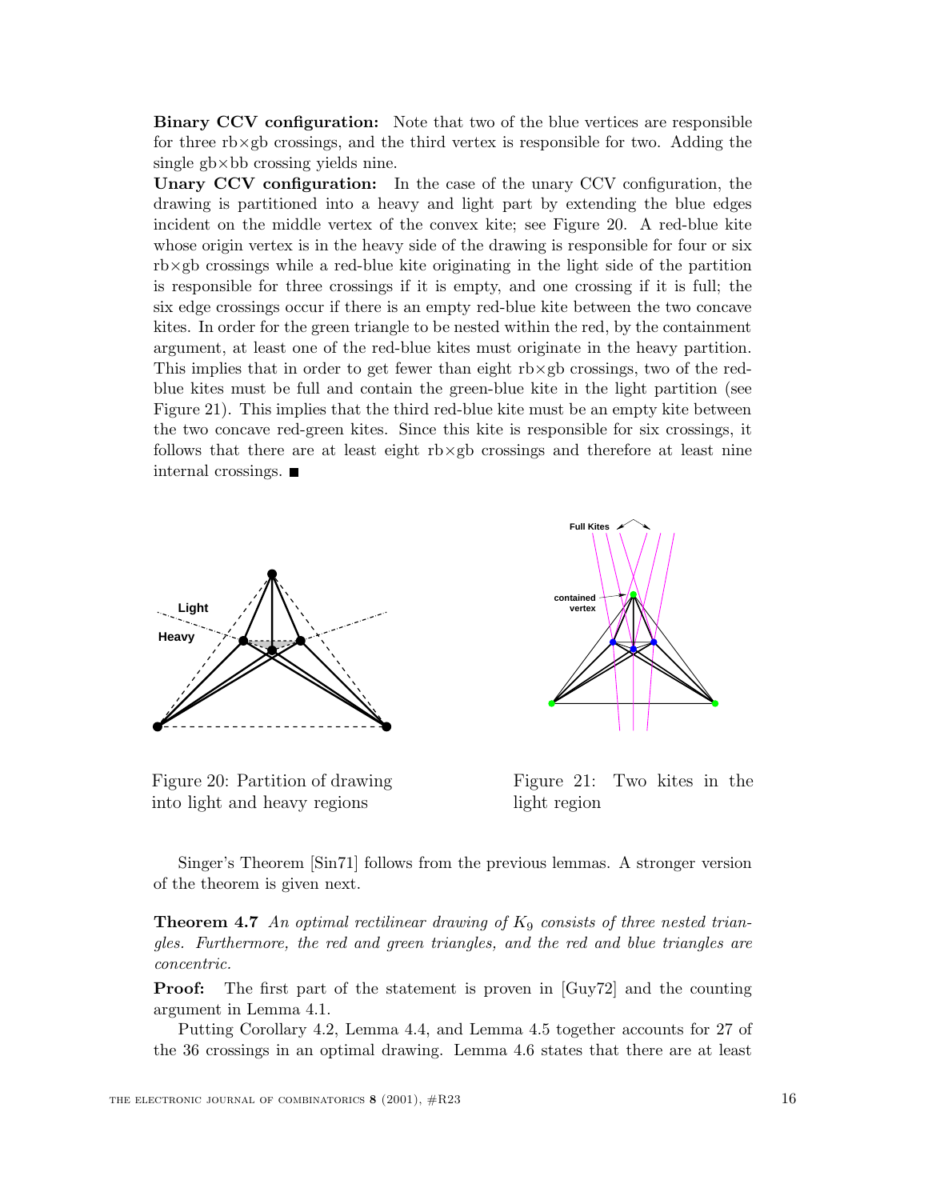**Binary CCV configuration:** Note that two of the blue vertices are responsible for three rb×gb crossings, and the third vertex is responsible for two. Adding the single gb×bb crossing yields nine.

**Unary CCV configuration:** In the case of the unary CCV configuration, the drawing is partitioned into a heavy and light part by extending the blue edges incident on the middle vertex of the convex kite; see Figure 20. A red-blue kite whose origin vertex is in the heavy side of the drawing is responsible for four or six rb×gb crossings while a red-blue kite originating in the light side of the partition is responsible for three crossings if it is empty, and one crossing if it is full; the six edge crossings occur if there is an empty red-blue kite between the two concave kites. In order for the green triangle to be nested within the red, by the containment argument, at least one of the red-blue kites must originate in the heavy partition. This implies that in order to get fewer than eight rb×gb crossings, two of the red-blue kites must be full and contain the green-blue kite in the light partition (see Figure 21). This implies that the third red-blue kite must be an empty kite between the two concave red-green kites. Since this kite is responsible for six crossings, it follows that there are at least eight rb×gb crossings and therefore at least nine internal crossings. ■

Figure 20: Partition of drawing into light and heavy regions

Figure 21: Two kites in the light region

Singer's Theorem [Sin71] follows from the previous lemmas. A stronger version of the theorem is given next.

**Theorem 4.7** *An optimal rectilinear drawing of $K_9$ consists of three nested triangles. Furthermore, the red and green triangles, and the red and blue triangles are concentric.*

**Proof:** The first part of the statement is proven in [Guy72] and the counting argument in Lemma 4.1.

Putting Corollary 4.2, Lemma 4.4, and Lemma 4.5 together accounts for 27 of the 36 crossings in an optimal drawing. Lemma 4.6 states that there are at least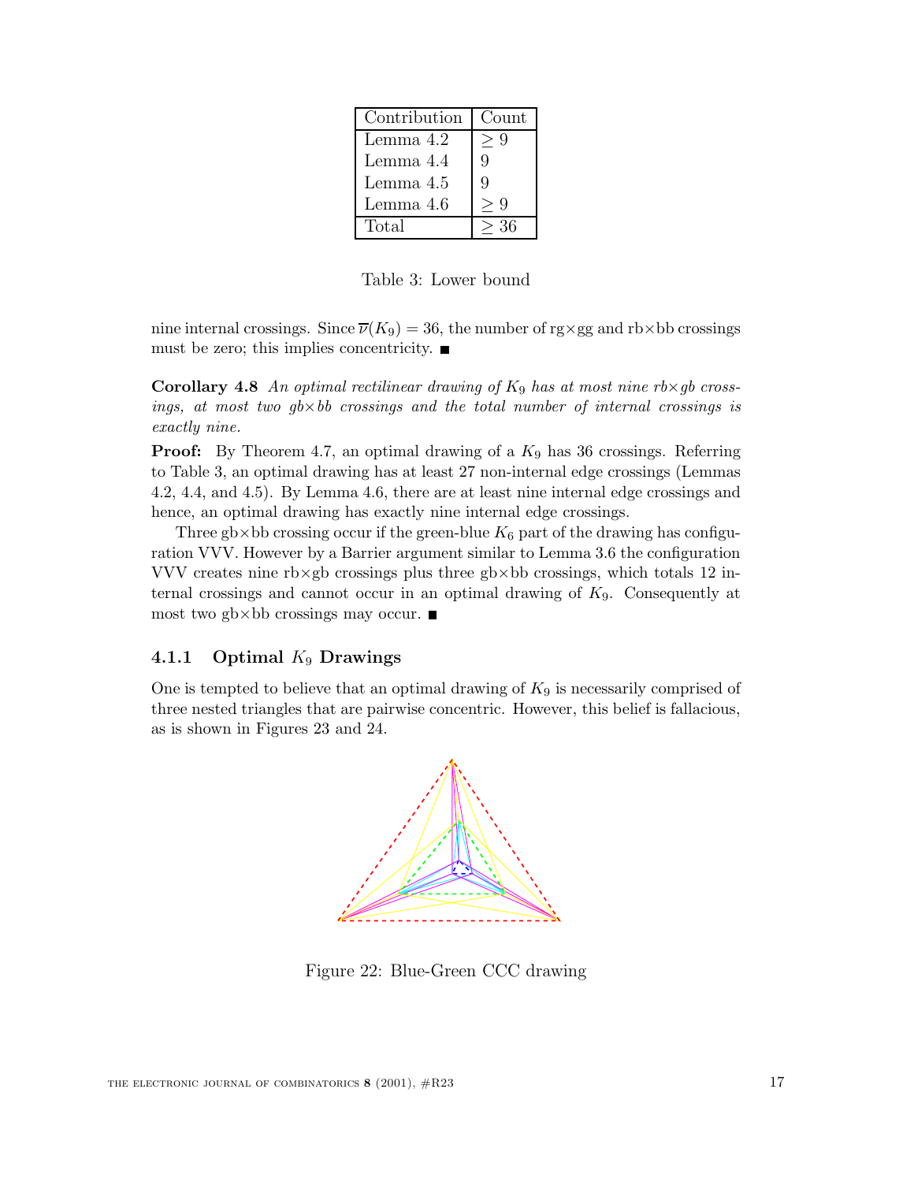| Contribution | Count |
|---|---|
| Lemma 4.2 | $\geq 9$ |
| Lemma 4.4 | 9 |
| Lemma 4.5 | 9 |
| Lemma 4.6 | $\geq 9$ |
| Total | $\geq 36$ |

Table 3: Lower bound

nine internal crossings. Since $\overline{\nu}(K_9) = 36$, the number of rg×gg and rb×bb crossings must be zero; this implies concentricity. ■

**Corollary 4.8** *An optimal rectilinear drawing of $K_9$ has at most nine rb×gb crossings, at most two gb×bb crossings and the total number of internal crossings is exactly nine.*

**Proof:** By Theorem 4.7, an optimal drawing of a $K_9$ has 36 crossings. Referring to Table 3, an optimal drawing has at least 27 non-internal edge crossings (Lemmas 4.2, 4.4, and 4.5). By Lemma 4.6, there are at least nine internal edge crossings and hence, an optimal drawing has exactly nine internal edge crossings.

Three gb×bb crossing occur if the green-blue $K_6$ part of the drawing has configuration VVV. However by a Barrier argument similar to Lemma 3.6 the configuration VVV creates nine rb×gb crossings plus three gb×bb crossings, which totals 12 internal crossings and cannot occur in an optimal drawing of $K_9$. Consequently at most two gb×bb crossings may occur. ■

### 4.1.1 Optimal $K_9$ Drawings

One is tempted to believe that an optimal drawing of $K_9$ is necessarily comprised of three nested triangles that are pairwise concentric. However, this belief is fallacious, as is shown in Figures 23 and 24.

Figure 22: Blue-Green CCC drawing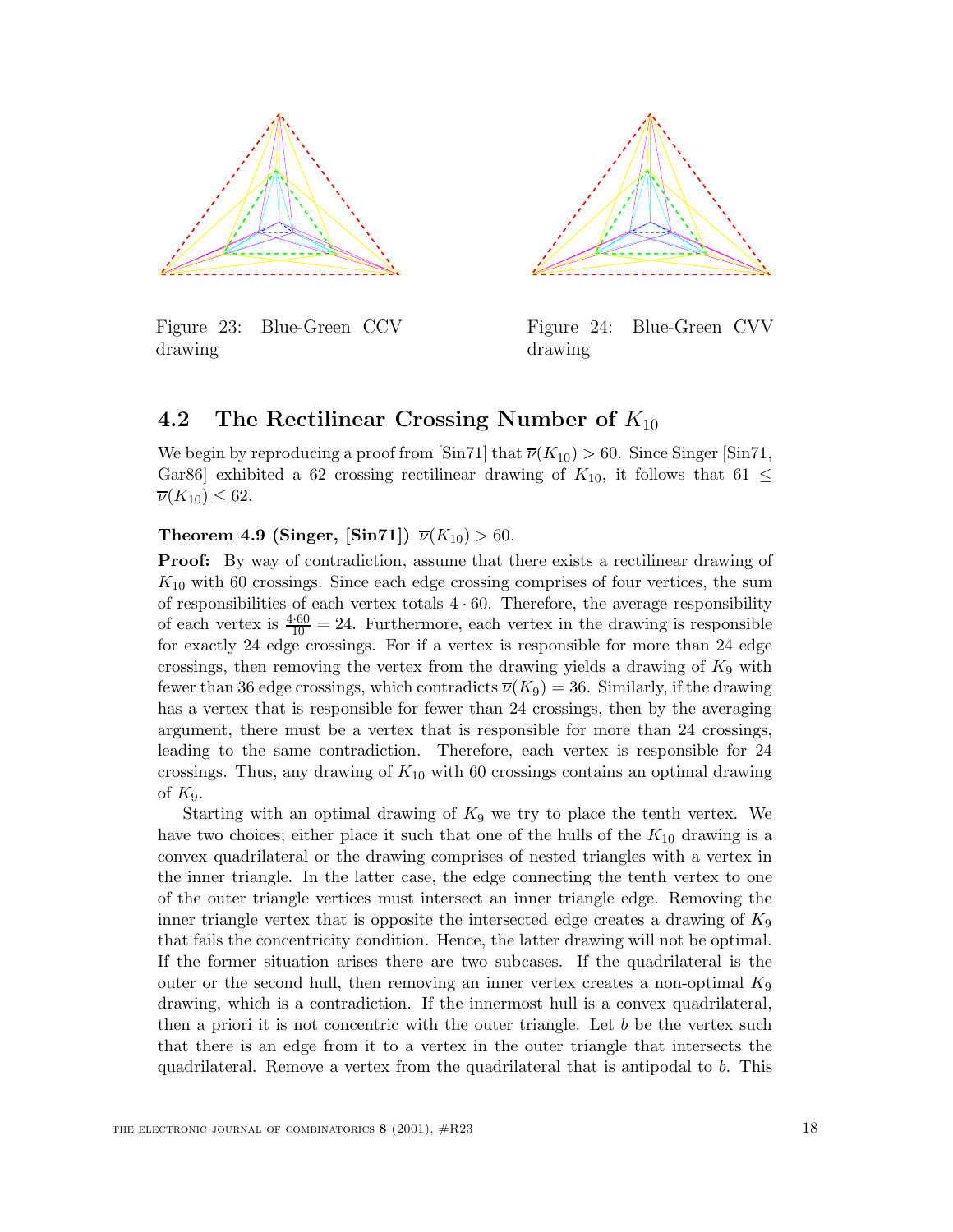Figure 23: Blue-Green CCV drawing

Figure 24: Blue-Green CVV drawing

## 4.2 The Rectilinear Crossing Number of $K_{10}$

We begin by reproducing a proof from [Sin71] that $\overline{\nu}(K_{10}) > 60$. Since Singer [Sin71, Gar86] exhibited a 62 crossing rectilinear drawing of $K_{10}$, it follows that $61 \leq \overline{\nu}(K_{10}) \leq 62$.

**Theorem 4.9 (Singer, [Sin71])** *$\overline{\nu}(K_{10}) > 60$.*

**Proof:** By way of contradiction, assume that there exists a rectilinear drawing of $K_{10}$ with 60 crossings. Since each edge crossing comprises of four vertices, the sum of responsibilities of each vertex totals $4 \cdot 60$. Therefore, the average responsibility of each vertex is $\frac{4 \cdot 60}{10} = 24$. Furthermore, each vertex in the drawing is responsible for exactly 24 edge crossings. For if a vertex is responsible for more than 24 edge crossings, then removing the vertex from the drawing yields a drawing of $K_9$ with fewer than 36 edge crossings, which contradicts $\overline{\nu}(K_9) = 36$. Similarly, if the drawing has a vertex that is responsible for fewer than 24 crossings, then by the averaging argument, there must be a vertex that is responsible for more than 24 crossings, leading to the same contradiction. Therefore, each vertex is responsible for 24 crossings. Thus, any drawing of $K_{10}$ with 60 crossings contains an optimal drawing of $K_9$.

Starting with an optimal drawing of $K_9$ we try to place the tenth vertex. We have two choices; either place it such that one of the hulls of the $K_{10}$ drawing is a convex quadrilateral or the drawing comprises of nested triangles with a vertex in the inner triangle. In the latter case, the edge connecting the tenth vertex to one of the outer triangle vertices must intersect an inner triangle edge. Removing the inner triangle vertex that is opposite the intersected edge creates a drawing of $K_9$ that fails the concentricity condition. Hence, the latter drawing will not be optimal. If the former situation arises there are two subcases. If the quadrilateral is the outer or the second hull, then removing an inner vertex creates a non-optimal $K_9$ drawing, which is a contradiction. If the innermost hull is a convex quadrilateral, then a priori it is not concentric with the outer triangle. Let $b$ be the vertex such that there is an edge from it to a vertex in the outer triangle that intersects the quadrilateral. Remove a vertex from the quadrilateral that is antipodal to $b$. This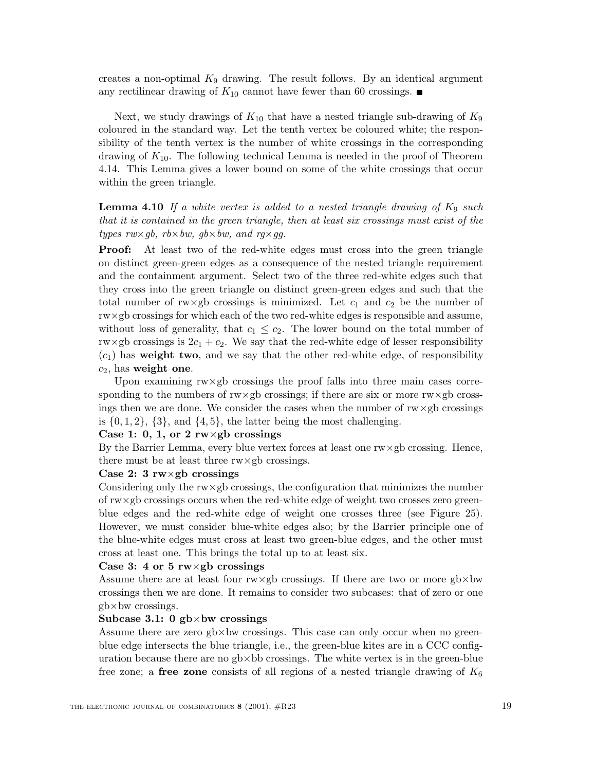creates a non-optimal $K_9$ drawing. The result follows. By an identical argument any rectilinear drawing of $K_{10}$ cannot have fewer than 60 crossings. ■

Next, we study drawings of $K_{10}$ that have a nested triangle sub-drawing of $K_9$ coloured in the standard way. Let the tenth vertex be coloured white; the responsibility of the tenth vertex is the number of white crossings in the corresponding drawing of $K_{10}$. The following technical Lemma is needed in the proof of Theorem 4.14. This Lemma gives a lower bound on some of the white crossings that occur within the green triangle.

**Lemma 4.10** *If a white vertex is added to a nested triangle drawing of $K_9$ such that it is contained in the green triangle, then at least six crossings must exist of the types rw×gb, rb×bw, gb×bw, and rg×gg.*

**Proof:** At least two of the red-white edges must cross into the green triangle on distinct green-green edges as a consequence of the nested triangle requirement and the containment argument. Select two of the three red-white edges such that they cross into the green triangle on distinct green-green edges and such that the total number of rw×gb crossings is minimized. Let $c_1$ and $c_2$ be the number of rw×gb crossings for which each of the two red-white edges is responsible and assume, without loss of generality, that $c_1 \leq c_2$. The lower bound on the total number of rw×gb crossings is $2c_1 + c_2$. We say that the red-white edge of lesser responsibility ($c_1$) has **weight two**, and we say that the other red-white edge, of responsibility $c_2$, has **weight one**.

Upon examining rw×gb crossings the proof falls into three main cases corresponding to the numbers of rw×gb crossings; if there are six or more rw×gb crossings then we are done. We consider the cases when the number of rw×gb crossings is $\{0, 1, 2\}$, $\{3\}$, and $\{4, 5\}$, the latter being the most challenging.

**Case 1: 0, 1, or 2 rw×gb crossings**

By the Barrier Lemma, every blue vertex forces at least one rw×gb crossing. Hence, there must be at least three rw×gb crossings.

**Case 2: 3 rw×gb crossings**

Considering only the rw×gb crossings, the configuration that minimizes the number of rw×gb crossings occurs when the red-white edge of weight two crosses zero green-blue edges and the red-white edge of weight one crosses three (see Figure 25). However, we must consider blue-white edges also; by the Barrier principle one of the blue-white edges must cross at least two green-blue edges, and the other must cross at least one. This brings the total up to at least six.

**Case 3: 4 or 5 rw×gb crossings**

Assume there are at least four rw×gb crossings. If there are two or more gb×bw crossings then we are done. It remains to consider two subcases: that of zero or one gb×bw crossings.

**Subcase 3.1: 0 gb×bw crossings**

Assume there are zero gb×bw crossings. This case can only occur when no green-blue edge intersects the blue triangle, i.e., the green-blue kites are in a CCC configuration because there are no gb×bb crossings. The white vertex is in the green-blue free zone; a **free zone** consists of all regions of a nested triangle drawing of $K_6$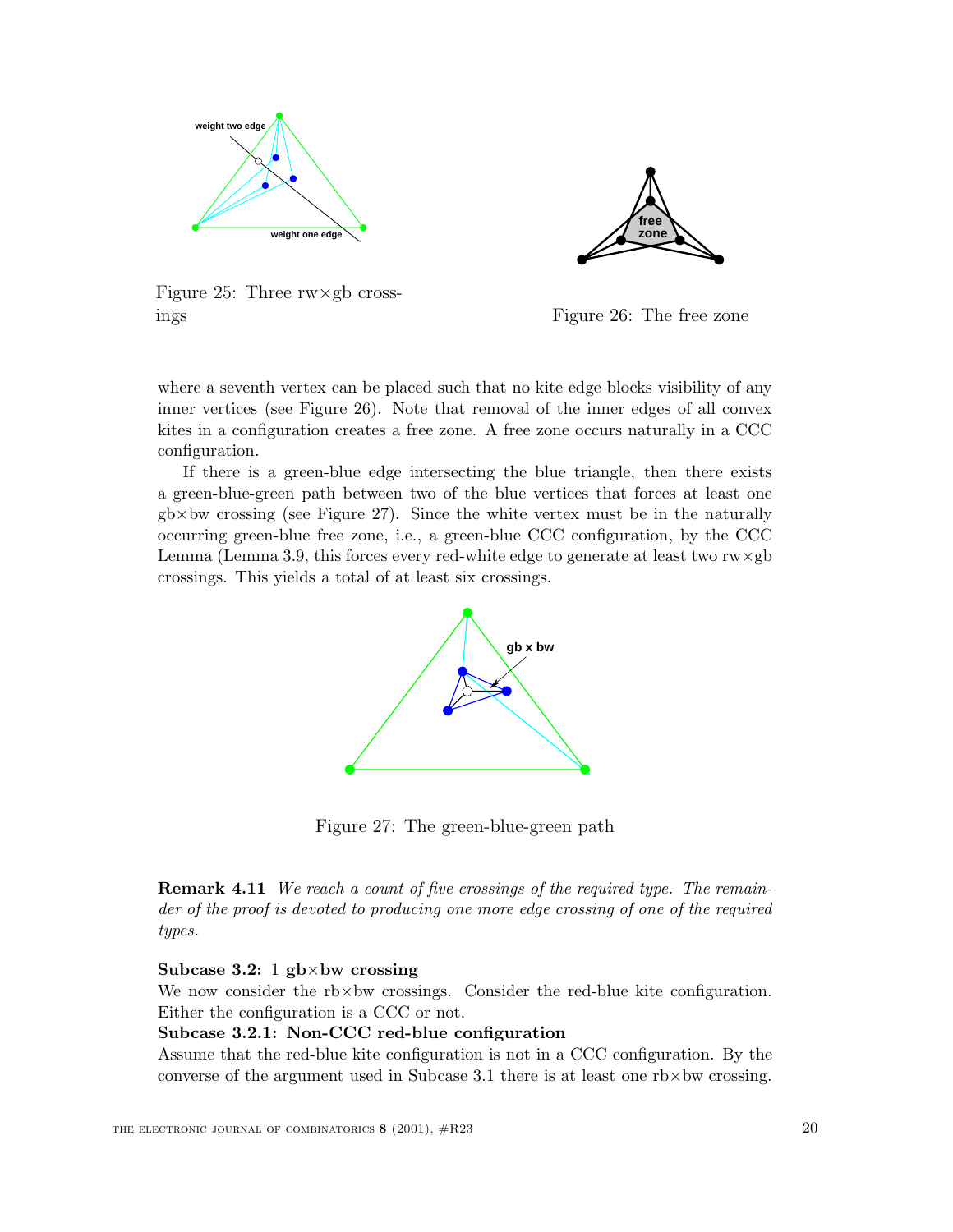Figure 25: Three rw×gb crossings

Figure 26: The free zone

where a seventh vertex can be placed such that no kite edge blocks visibility of any inner vertices (see Figure 26). Note that removal of the inner edges of all convex kites in a configuration creates a free zone. A free zone occurs naturally in a CCC configuration.

If there is a green-blue edge intersecting the blue triangle, then there exists a green-blue-green path between two of the blue vertices that forces at least one gb×bw crossing (see Figure 27). Since the white vertex must be in the naturally occurring green-blue free zone, i.e., a green-blue CCC configuration, by the CCC Lemma (Lemma 3.9, this forces every red-white edge to generate at least two rw×gb crossings. This yields a total of at least six crossings.

Figure 27: The green-blue-green path

**Remark 4.11** *We reach a count of five crossings of the required type. The remainder of the proof is devoted to producing one more edge crossing of one of the required types.*

**Subcase 3.2:** 1 **gb×bw crossing**
We now consider the rb×bw crossings. Consider the red-blue kite configuration. Either the configuration is a CCC or not.

**Subcase 3.2.1: Non-CCC red-blue configuration**
Assume that the red-blue kite configuration is not in a CCC configuration. By the converse of the argument used in Subcase 3.1 there is at least one rb×bw crossing.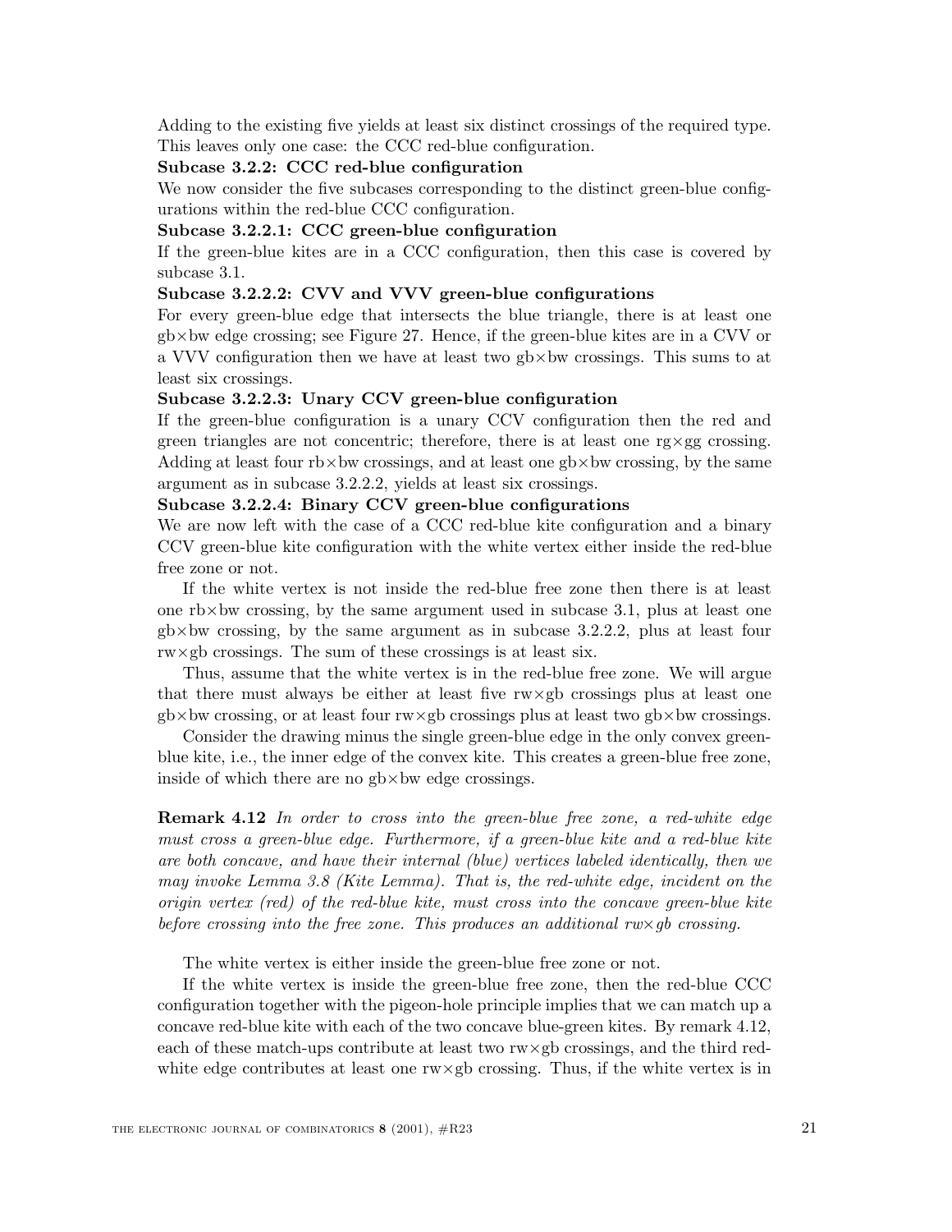Adding to the existing five yields at least six distinct crossings of the required type. This leaves only one case: the CCC red-blue configuration.

**Subcase 3.2.2: CCC red-blue configuration**

We now consider the five subcases corresponding to the distinct green-blue configurations within the red-blue CCC configuration.

**Subcase 3.2.2.1: CCC green-blue configuration**

If the green-blue kites are in a CCC configuration, then this case is covered by subcase 3.1.

**Subcase 3.2.2.2: CVV and VVV green-blue configurations**

For every green-blue edge that intersects the blue triangle, there is at least one gb×bw edge crossing; see Figure 27. Hence, if the green-blue kites are in a CVV or a VVV configuration then we have at least two gb×bw crossings. This sums to at least six crossings.

**Subcase 3.2.2.3: Unary CCV green-blue configuration**

If the green-blue configuration is a unary CCV configuration then the red and green triangles are not concentric; therefore, there is at least one rg×gg crossing. Adding at least four rb×bw crossings, and at least one gb×bw crossing, by the same argument as in subcase 3.2.2.2, yields at least six crossings.

**Subcase 3.2.2.4: Binary CCV green-blue configurations**

We are now left with the case of a CCC red-blue kite configuration and a binary CCV green-blue kite configuration with the white vertex either inside the red-blue free zone or not.

If the white vertex is not inside the red-blue free zone then there is at least one rb×bw crossing, by the same argument used in subcase 3.1, plus at least one gb×bw crossing, by the same argument as in subcase 3.2.2.2, plus at least four rw×gb crossings. The sum of these crossings is at least six.

Thus, assume that the white vertex is in the red-blue free zone. We will argue that there must always be either at least five rw×gb crossings plus at least one gb×bw crossing, or at least four rw×gb crossings plus at least two gb×bw crossings.

Consider the drawing minus the single green-blue edge in the only convex green-blue kite, i.e., the inner edge of the convex kite. This creates a green-blue free zone, inside of which there are no gb×bw edge crossings.

**Remark 4.12** *In order to cross into the green-blue free zone, a red-white edge must cross a green-blue edge. Furthermore, if a green-blue kite and a red-blue kite are both concave, and have their internal (blue) vertices labeled identically, then we may invoke Lemma 3.8 (Kite Lemma). That is, the red-white edge, incident on the origin vertex (red) of the red-blue kite, must cross into the concave green-blue kite before crossing into the free zone. This produces an additional rw×gb crossing.*

The white vertex is either inside the green-blue free zone or not.

If the white vertex is inside the green-blue free zone, then the red-blue CCC configuration together with the pigeon-hole principle implies that we can match up a concave red-blue kite with each of the two concave blue-green kites. By remark 4.12, each of these match-ups contribute at least two rw×gb crossings, and the third red-white edge contributes at least one rw×gb crossing. Thus, if the white vertex is in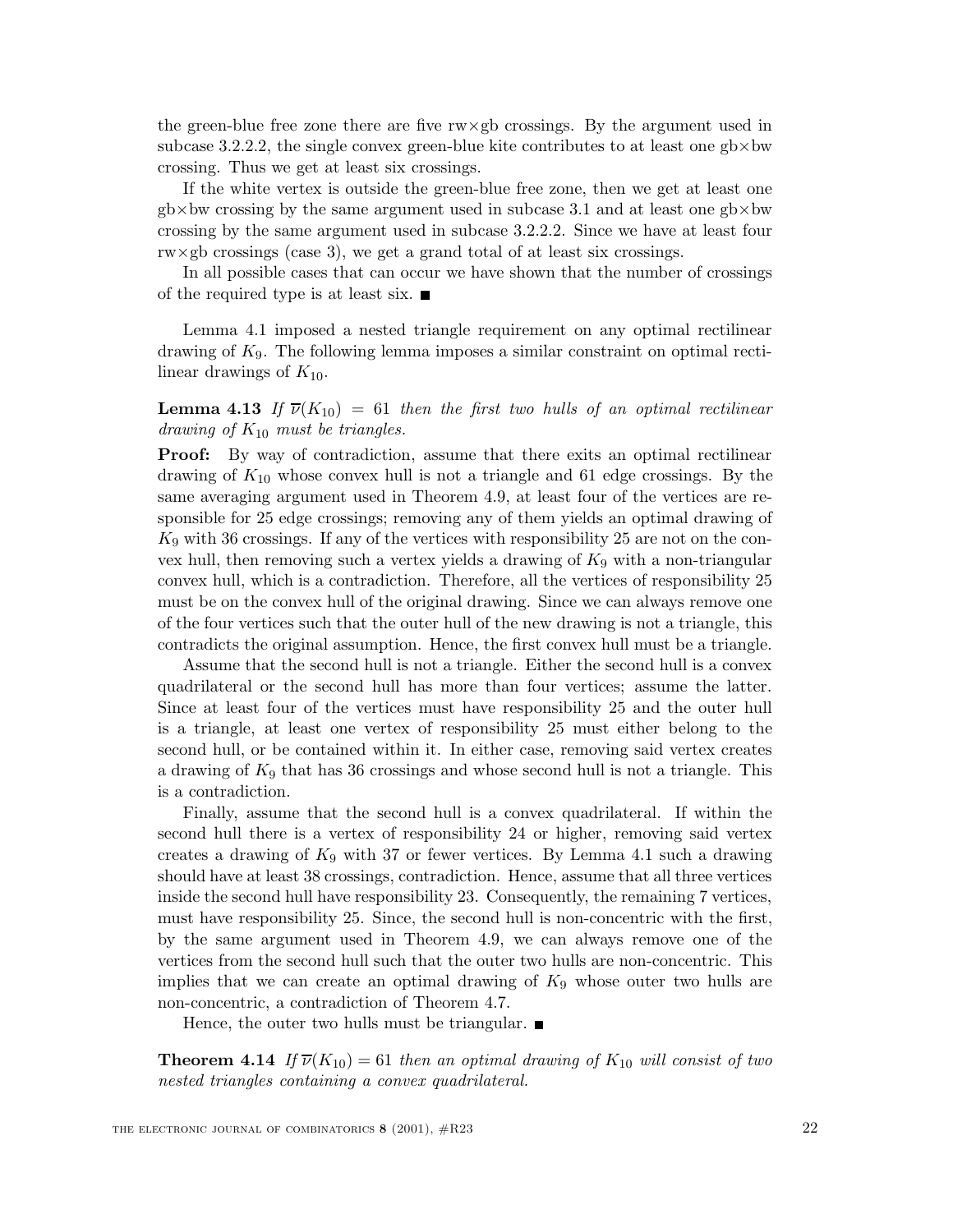the green-blue free zone there are five rw×gb crossings. By the argument used in subcase 3.2.2.2, the single convex green-blue kite contributes to at least one gb×bw crossing. Thus we get at least six crossings.

If the white vertex is outside the green-blue free zone, then we get at least one gb×bw crossing by the same argument used in subcase 3.1 and at least one gb×bw crossing by the same argument used in subcase 3.2.2.2. Since we have at least four rw×gb crossings (case 3), we get a grand total of at least six crossings.

In all possible cases that can occur we have shown that the number of crossings of the required type is at least six. ■

Lemma 4.1 imposed a nested triangle requirement on any optimal rectilinear drawing of $K_9$. The following lemma imposes a similar constraint on optimal rectilinear drawings of $K_{10}$.

**Lemma 4.13** *If $\overline{\nu}(K_{10}) = 61$ then the first two hulls of an optimal rectilinear drawing of $K_{10}$ must be triangles.*

**Proof:** By way of contradiction, assume that there exits an optimal rectilinear drawing of $K_{10}$ whose convex hull is not a triangle and 61 edge crossings. By the same averaging argument used in Theorem 4.9, at least four of the vertices are responsible for 25 edge crossings; removing any of them yields an optimal drawing of $K_9$ with 36 crossings. If any of the vertices with responsibility 25 are not on the convex hull, then removing such a vertex yields a drawing of $K_9$ with a non-triangular convex hull, which is a contradiction. Therefore, all the vertices of responsibility 25 must be on the convex hull of the original drawing. Since we can always remove one of the four vertices such that the outer hull of the new drawing is not a triangle, this contradicts the original assumption. Hence, the first convex hull must be a triangle.

Assume that the second hull is not a triangle. Either the second hull is a convex quadrilateral or the second hull has more than four vertices; assume the latter. Since at least four of the vertices must have responsibility 25 and the outer hull is a triangle, at least one vertex of responsibility 25 must either belong to the second hull, or be contained within it. In either case, removing said vertex creates a drawing of $K_9$ that has 36 crossings and whose second hull is not a triangle. This is a contradiction.

Finally, assume that the second hull is a convex quadrilateral. If within the second hull there is a vertex of responsibility 24 or higher, removing said vertex creates a drawing of $K_9$ with 37 or fewer vertices. By Lemma 4.1 such a drawing should have at least 38 crossings, contradiction. Hence, assume that all three vertices inside the second hull have responsibility 23. Consequently, the remaining 7 vertices, must have responsibility 25. Since, the second hull is non-concentric with the first, by the same argument used in Theorem 4.9, we can always remove one of the vertices from the second hull such that the outer two hulls are non-concentric. This implies that we can create an optimal drawing of $K_9$ whose outer two hulls are non-concentric, a contradiction of Theorem 4.7.

Hence, the outer two hulls must be triangular. ■

**Theorem 4.14** *If $\overline{\nu}(K_{10}) = 61$ then an optimal drawing of $K_{10}$ will consist of two nested triangles containing a convex quadrilateral.*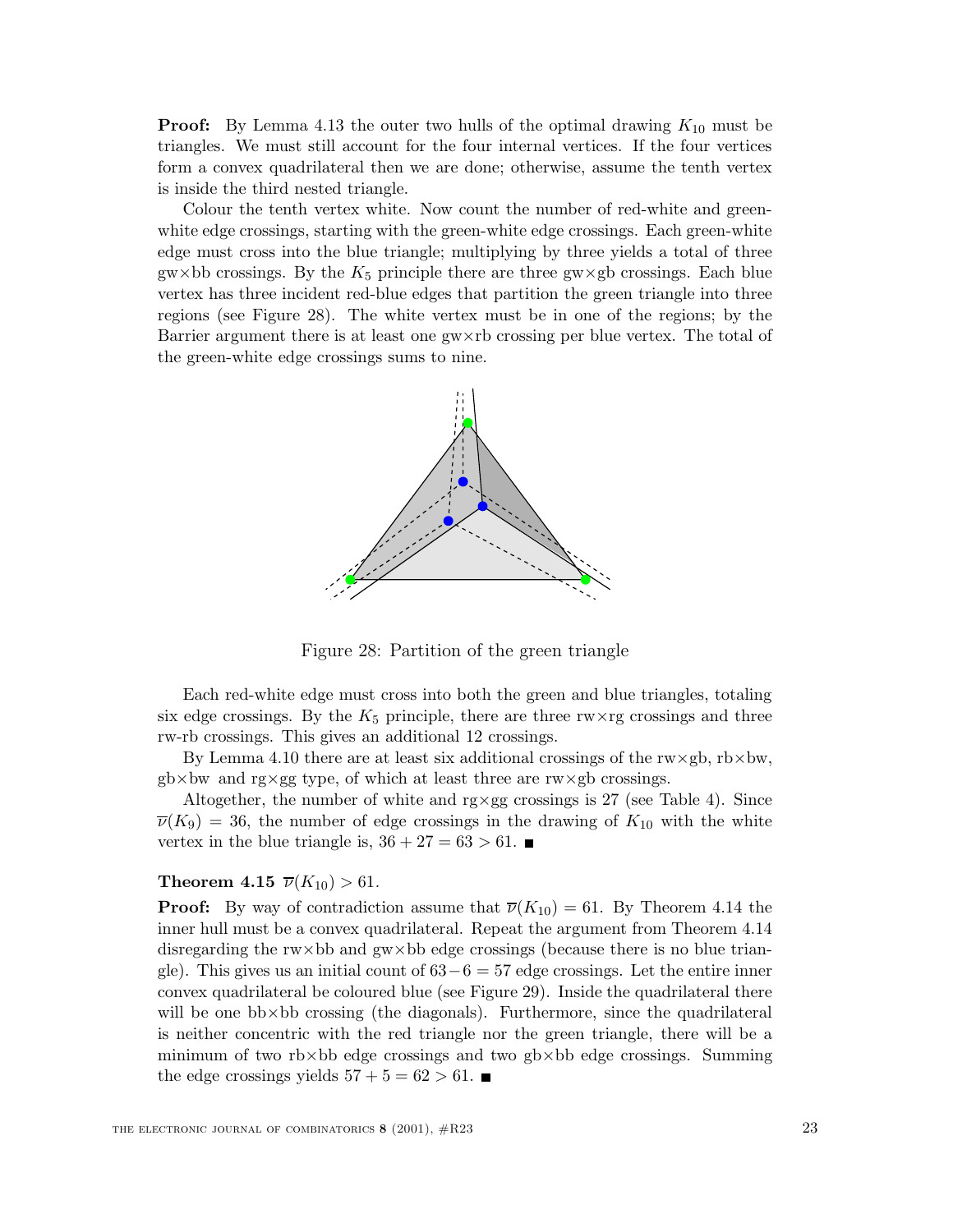**Proof:** By Lemma 4.13 the outer two hulls of the optimal drawing $K_{10}$ must be triangles. We must still account for the four internal vertices. If the four vertices form a convex quadrilateral then we are done; otherwise, assume the tenth vertex is inside the third nested triangle.

Colour the tenth vertex white. Now count the number of red-white and green-white edge crossings, starting with the green-white edge crossings. Each green-white edge must cross into the blue triangle; multiplying by three yields a total of three gw×bb crossings. By the $K_5$ principle there are three gw×gb crossings. Each blue vertex has three incident red-blue edges that partition the green triangle into three regions (see Figure 28). The white vertex must be in one of the regions; by the Barrier argument there is at least one gw×rb crossing per blue vertex. The total of the green-white edge crossings sums to nine.

Figure 28: Partition of the green triangle

Each red-white edge must cross into both the green and blue triangles, totaling six edge crossings. By the $K_5$ principle, there are three rw×rg crossings and three rw-rb crossings. This gives an additional 12 crossings.

By Lemma 4.10 there are at least six additional crossings of the rw×gb, rb×bw, gb×bw and rg×gg type, of which at least three are rw×gb crossings.

Altogether, the number of white and rg×gg crossings is 27 (see Table 4). Since $\overline{\nu}(K_9) = 36$, the number of edge crossings in the drawing of $K_{10}$ with the white vertex in the blue triangle is, $36 + 27 = 63 > 61$. ■

**Theorem 4.15** $\overline{\nu}(K_{10}) > 61$.

**Proof:** By way of contradiction assume that $\overline{\nu}(K_{10}) = 61$. By Theorem 4.14 the inner hull must be a convex quadrilateral. Repeat the argument from Theorem 4.14 disregarding the rw×bb and gw×bb edge crossings (because there is no blue triangle). This gives us an initial count of $63 - 6 = 57$ edge crossings. Let the entire inner convex quadrilateral be coloured blue (see Figure 29). Inside the quadrilateral there will be one bb×bb crossing (the diagonals). Furthermore, since the quadrilateral is neither concentric with the red triangle nor the green triangle, there will be a minimum of two rb×bb edge crossings and two gb×bb edge crossings. Summing the edge crossings yields $57 + 5 = 62 > 61$. ■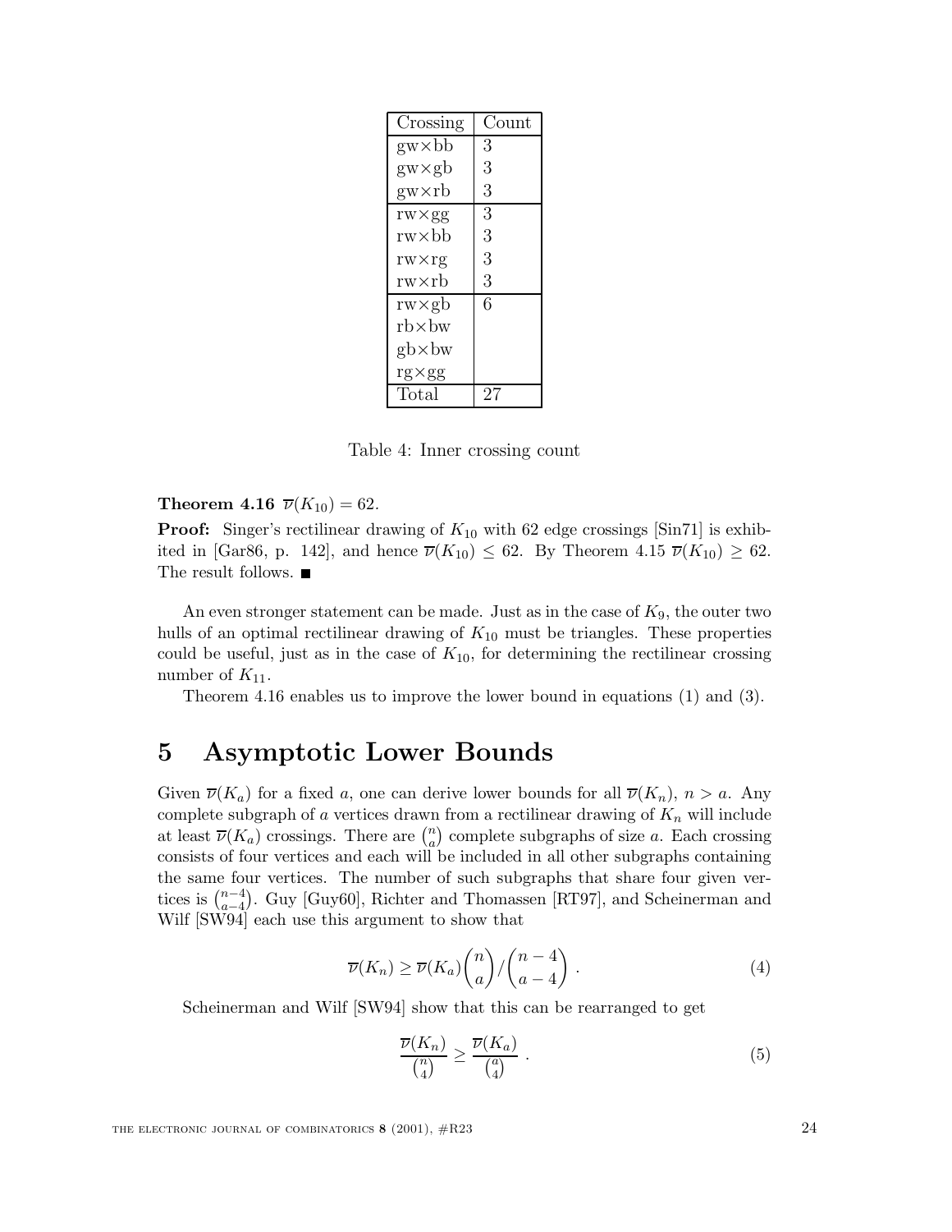| Crossing | Count |
|---|---|
| gw×bb | 3 |
| gw×gb | 3 |
| gw×rb | 3 |
| rw×gg | 3 |
| rw×bb | 3 |
| rw×rg | 3 |
| rw×rb | 3 |
| rw×gb | 6 |
| rb×bw | |
| gb×bw | |
| rg×gg | |
| Total | 27 |

Table 4: Inner crossing count

**Theorem 4.16** $\overline{\nu}(K_{10}) = 62$.

**Proof:** Singer's rectilinear drawing of $K_{10}$ with 62 edge crossings [Sin71] is exhibited in [Gar86, p. 142], and hence $\overline{\nu}(K_{10}) \leq 62$. By Theorem 4.15 $\overline{\nu}(K_{10}) \geq 62$. The result follows. ■

An even stronger statement can be made. Just as in the case of $K_9$, the outer two hulls of an optimal rectilinear drawing of $K_{10}$ must be triangles. These properties could be useful, just as in the case of $K_{10}$, for determining the rectilinear crossing number of $K_{11}$.

Theorem 4.16 enables us to improve the lower bound in equations (1) and (3).

# 5 Asymptotic Lower Bounds

Given $\overline{\nu}(K_a)$ for a fixed $a$, one can derive lower bounds for all $\overline{\nu}(K_n)$, $n > a$. Any complete subgraph of $a$ vertices drawn from a rectilinear drawing of $K_n$ will include at least $\overline{\nu}(K_a)$ crossings. There are $\binom{n}{a}$ complete subgraphs of size $a$. Each crossing consists of four vertices and each will be included in all other subgraphs containing the same four vertices. The number of such subgraphs that share four given vertices is $\binom{n-4}{a-4}$. Guy [Guy60], Richter and Thomassen [RT97], and Scheinerman and Wilf [SW94] each use this argument to show that

$$\overline{\nu}(K_n) \geq \overline{\nu}(K_a)\binom{n}{a}/\binom{n-4}{a-4} . \tag{4}$$

Scheinerman and Wilf [SW94] show that this can be rearranged to get

$$\frac{\overline{\nu}(K_n)}{\binom{n}{4}} \geq \frac{\overline{\nu}(K_a)}{\binom{a}{4}} . \tag{5}$$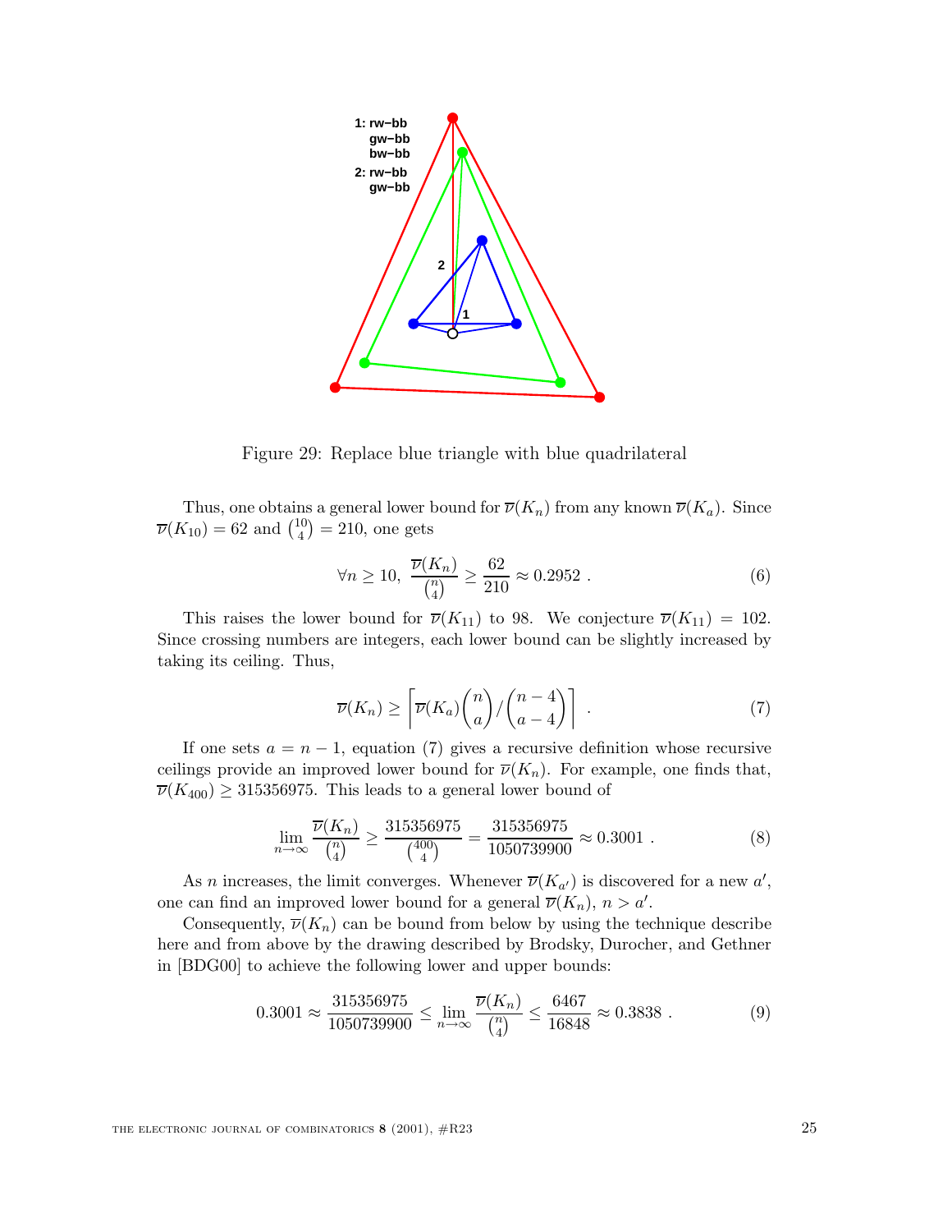Figure 29: Replace blue triangle with blue quadrilateral

Thus, one obtains a general lower bound for $\overline{\nu}(K_n)$ from any known $\overline{\nu}(K_a)$. Since $\overline{\nu}(K_{10}) = 62$ and $\binom{10}{4} = 210$, one gets

$$\forall n \geq 10,\ \frac{\overline{\nu}(K_n)}{\binom{n}{4}} \geq \frac{62}{210} \approx 0.2952\ . \tag{6}$$

This raises the lower bound for $\overline{\nu}(K_{11})$ to 98. We conjecture $\overline{\nu}(K_{11}) = 102$. Since crossing numbers are integers, each lower bound can be slightly increased by taking its ceiling. Thus,

$$\overline{\nu}(K_n) \geq \left\lceil \overline{\nu}(K_a)\binom{n}{a} \Big/ \binom{n-4}{a-4} \right\rceil\ . \tag{7}$$

If one sets $a = n-1$, equation (7) gives a recursive definition whose recursive ceilings provide an improved lower bound for $\overline{\nu}(K_n)$. For example, one finds that, $\overline{\nu}(K_{400}) \geq 315356975$. This leads to a general lower bound of

$$\lim_{n\to\infty} \frac{\overline{\nu}(K_n)}{\binom{n}{4}} \geq \frac{315356975}{\binom{400}{4}} = \frac{315356975}{1050739900} \approx 0.3001\ . \tag{8}$$

As $n$ increases, the limit converges. Whenever $\overline{\nu}(K_{a'})$ is discovered for a new $a'$, one can find an improved lower bound for a general $\overline{\nu}(K_n)$, $n > a'$.

Consequently, $\overline{\nu}(K_n)$ can be bound from below by using the technique describe here and from above by the drawing described by Brodsky, Durocher, and Gethner in [BDG00] to achieve the following lower and upper bounds:

$$0.3001 \approx \frac{315356975}{1050739900} \leq \lim_{n\to\infty} \frac{\overline{\nu}(K_n)}{\binom{n}{4}} \leq \frac{6467}{16848} \approx 0.3838\ . \tag{9}$$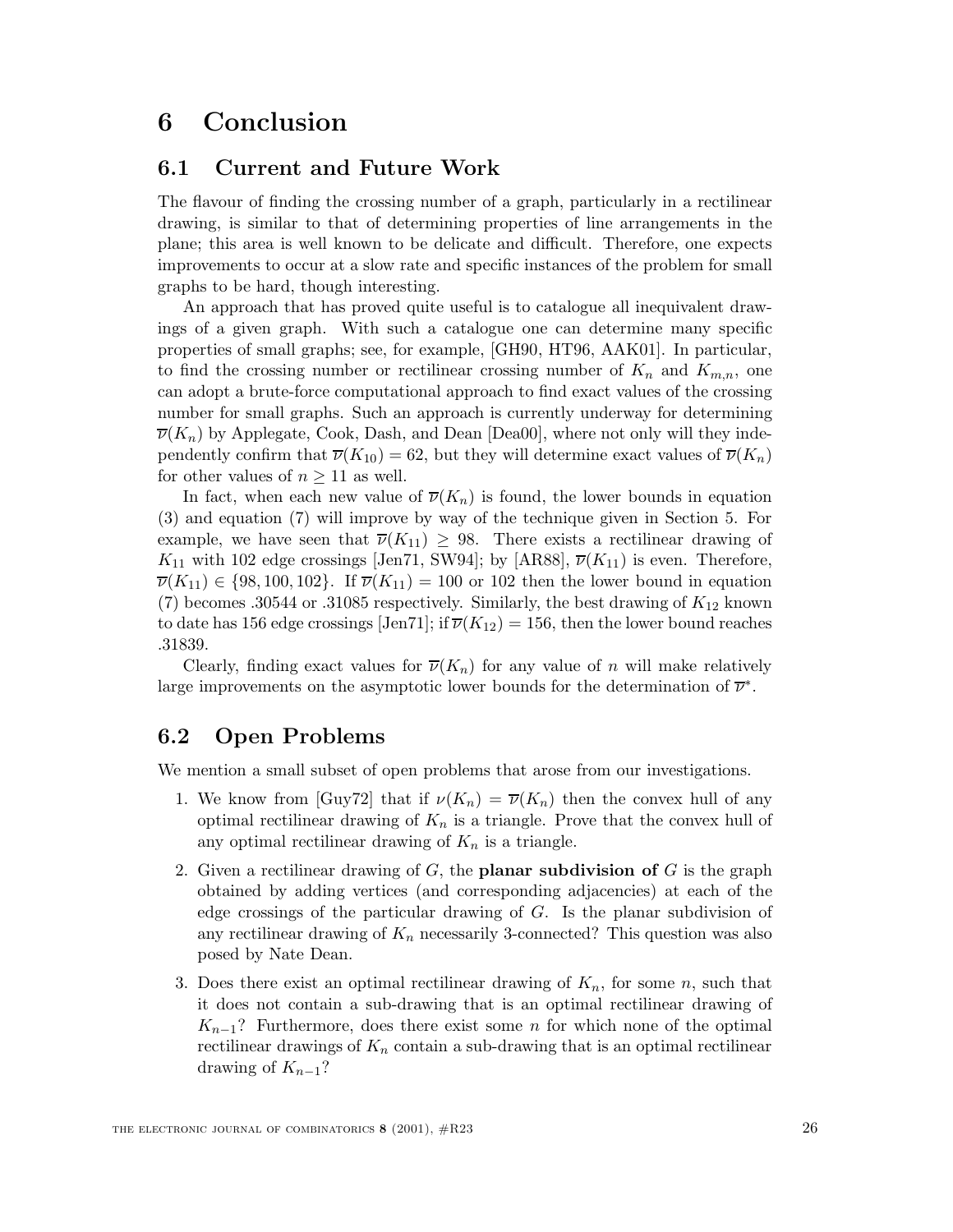# 6 Conclusion

## 6.1 Current and Future Work

The flavour of finding the crossing number of a graph, particularly in a rectilinear drawing, is similar to that of determining properties of line arrangements in the plane; this area is well known to be delicate and difficult. Therefore, one expects improvements to occur at a slow rate and specific instances of the problem for small graphs to be hard, though interesting.

An approach that has proved quite useful is to catalogue all inequivalent drawings of a given graph. With such a catalogue one can determine many specific properties of small graphs; see, for example, [GH90, HT96, AAK01]. In particular, to find the crossing number or rectilinear crossing number of $K_n$ and $K_{m,n}$, one can adopt a brute-force computational approach to find exact values of the crossing number for small graphs. Such an approach is currently underway for determining $\overline{\nu}(K_n)$ by Applegate, Cook, Dash, and Dean [Dea00], where not only will they independently confirm that $\overline{\nu}(K_{10}) = 62$, but they will determine exact values of $\overline{\nu}(K_n)$ for other values of $n \geq 11$ as well.

In fact, when each new value of $\overline{\nu}(K_n)$ is found, the lower bounds in equation (3) and equation (7) will improve by way of the technique given in Section 5. For example, we have seen that $\overline{\nu}(K_{11}) \geq 98$. There exists a rectilinear drawing of $K_{11}$ with 102 edge crossings [Jen71, SW94]; by [AR88], $\overline{\nu}(K_{11})$ is even. Therefore, $\overline{\nu}(K_{11}) \in \{98, 100, 102\}$. If $\overline{\nu}(K_{11}) = 100$ or 102 then the lower bound in equation (7) becomes .30544 or .31085 respectively. Similarly, the best drawing of $K_{12}$ known to date has 156 edge crossings [Jen71]; if $\overline{\nu}(K_{12}) = 156$, then the lower bound reaches .31839.

Clearly, finding exact values for $\overline{\nu}(K_n)$ for any value of $n$ will make relatively large improvements on the asymptotic lower bounds for the determination of $\overline{\nu}^*$.

## 6.2 Open Problems

We mention a small subset of open problems that arose from our investigations.

1. We know from [Guy72] that if $\nu(K_n) = \overline{\nu}(K_n)$ then the convex hull of any optimal rectilinear drawing of $K_n$ is a triangle. Prove that the convex hull of any optimal rectilinear drawing of $K_n$ is a triangle.
2. Given a rectilinear drawing of $G$, the **planar subdivision of** $G$ is the graph obtained by adding vertices (and corresponding adjacencies) at each of the edge crossings of the particular drawing of $G$. Is the planar subdivision of any rectilinear drawing of $K_n$ necessarily 3-connected? This question was also posed by Nate Dean.
3. Does there exist an optimal rectilinear drawing of $K_n$, for some $n$, such that it does not contain a sub-drawing that is an optimal rectilinear drawing of $K_{n-1}$? Furthermore, does there exist some $n$ for which none of the optimal rectilinear drawings of $K_n$ contain a sub-drawing that is an optimal rectilinear drawing of $K_{n-1}$?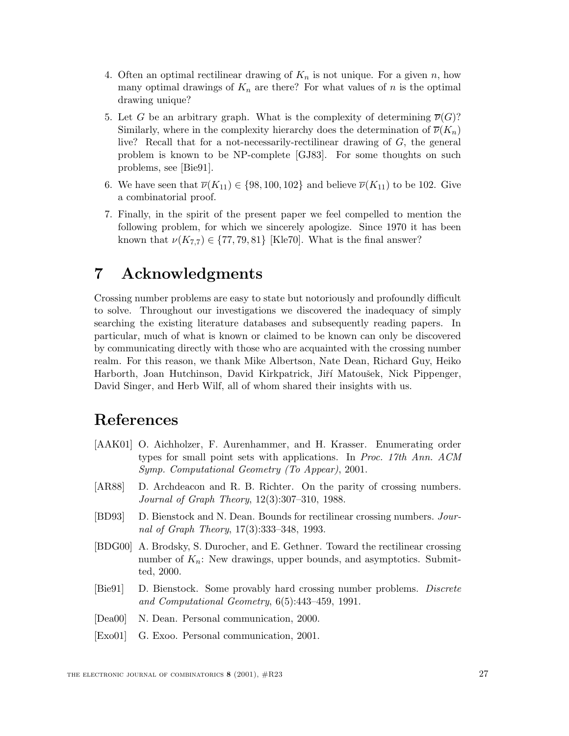4. Often an optimal rectilinear drawing of $K_n$ is not unique. For a given $n$, how many optimal drawings of $K_n$ are there? For what values of $n$ is the optimal drawing unique?
5. Let $G$ be an arbitrary graph. What is the complexity of determining $\overline{\nu}(G)$? Similarly, where in the complexity hierarchy does the determination of $\overline{\nu}(K_n)$ live? Recall that for a not-necessarily-rectilinear drawing of $G$, the general problem is known to be NP-complete [GJ83]. For some thoughts on such problems, see [Bie91].
6. We have seen that $\overline{\nu}(K_{11}) \in \{98, 100, 102\}$ and believe $\overline{\nu}(K_{11})$ to be 102. Give a combinatorial proof.
7. Finally, in the spirit of the present paper we feel compelled to mention the following problem, for which we sincerely apologize. Since 1970 it has been known that $\nu(K_{7,7}) \in \{77, 79, 81\}$ [Kle70]. What is the final answer?

# 7 Acknowledgments

Crossing number problems are easy to state but notoriously and profoundly difficult to solve. Throughout our investigations we discovered the inadequacy of simply searching the existing literature databases and subsequently reading papers. In particular, much of what is known or claimed to be known can only be discovered by communicating directly with those who are acquainted with the crossing number realm. For this reason, we thank Mike Albertson, Nate Dean, Richard Guy, Heiko Harborth, Joan Hutchinson, David Kirkpatrick, Jiří Matoušek, Nick Pippenger, David Singer, and Herb Wilf, all of whom shared their insights with us.

# References

[AAK01] O. Aichholzer, F. Aurenhammer, and H. Krasser. Enumerating order types for small point sets with applications. In *Proc. 17th Ann. ACM Symp. Computational Geometry (To Appear)*, 2001.

[AR88] D. Archdeacon and R. B. Richter. On the parity of crossing numbers. *Journal of Graph Theory*, 12(3):307–310, 1988.

[BD93] D. Bienstock and N. Dean. Bounds for rectilinear crossing numbers. *Journal of Graph Theory*, 17(3):333–348, 1993.

[BDG00] A. Brodsky, S. Durocher, and E. Gethner. Toward the rectilinear crossing number of $K_n$: New drawings, upper bounds, and asymptotics. Submitted, 2000.

[Bie91] D. Bienstock. Some provably hard crossing number problems. *Discrete and Computational Geometry*, 6(5):443–459, 1991.

[Dea00] N. Dean. Personal communication, 2000.

[Exo01] G. Exoo. Personal communication, 2001.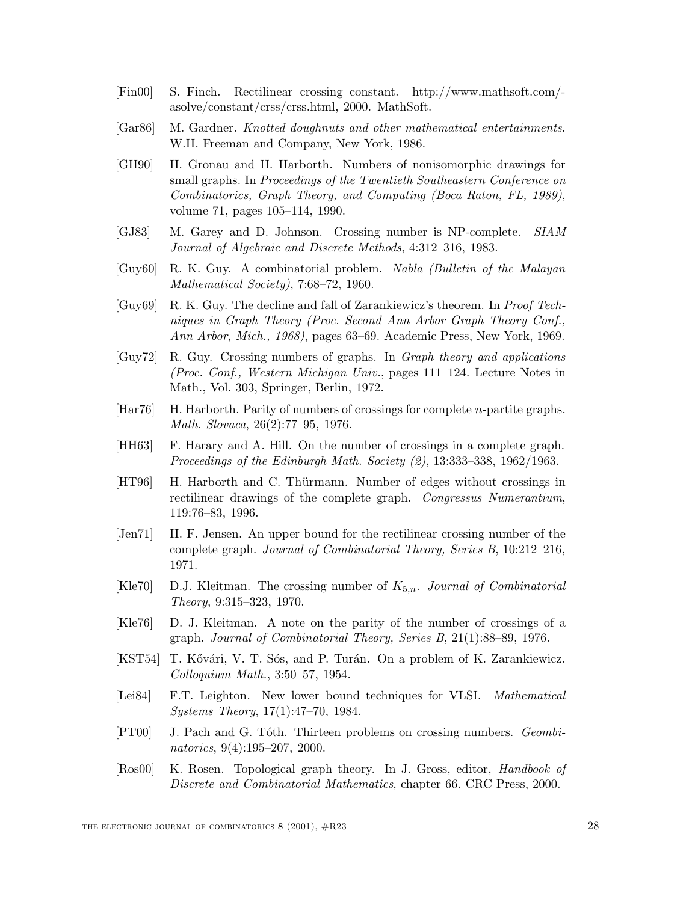[Fin00] S. Finch. Rectilinear crossing constant. http://www.mathsoft.com/-asolve/constant/crss/crss.html, 2000. MathSoft.

[Gar86] M. Gardner. *Knotted doughnuts and other mathematical entertainments*. W.H. Freeman and Company, New York, 1986.

[GH90] H. Gronau and H. Harborth. Numbers of nonisomorphic drawings for small graphs. In *Proceedings of the Twentieth Southeastern Conference on Combinatorics, Graph Theory, and Computing (Boca Raton, FL, 1989)*, volume 71, pages 105–114, 1990.

[GJ83] M. Garey and D. Johnson. Crossing number is NP-complete. *SIAM Journal of Algebraic and Discrete Methods*, 4:312–316, 1983.

[Guy60] R. K. Guy. A combinatorial problem. *Nabla (Bulletin of the Malayan Mathematical Society)*, 7:68–72, 1960.

[Guy69] R. K. Guy. The decline and fall of Zarankiewicz's theorem. In *Proof Techniques in Graph Theory (Proc. Second Ann Arbor Graph Theory Conf., Ann Arbor, Mich., 1968)*, pages 63–69. Academic Press, New York, 1969.

[Guy72] R. Guy. Crossing numbers of graphs. In *Graph theory and applications (Proc. Conf., Western Michigan Univ.*, pages 111–124. Lecture Notes in Math., Vol. 303, Springer, Berlin, 1972.

[Har76] H. Harborth. Parity of numbers of crossings for complete $n$-partite graphs. *Math. Slovaca*, 26(2):77–95, 1976.

[HH63] F. Harary and A. Hill. On the number of crossings in a complete graph. *Proceedings of the Edinburgh Math. Society (2)*, 13:333–338, 1962/1963.

[HT96] H. Harborth and C. Thürmann. Number of edges without crossings in rectilinear drawings of the complete graph. *Congressus Numerantium*, 119:76–83, 1996.

[Jen71] H. F. Jensen. An upper bound for the rectilinear crossing number of the complete graph. *Journal of Combinatorial Theory, Series B*, 10:212–216, 1971.

[Kle70] D.J. Kleitman. The crossing number of $K_{5,n}$. *Journal of Combinatorial Theory*, 9:315–323, 1970.

[Kle76] D. J. Kleitman. A note on the parity of the number of crossings of a graph. *Journal of Combinatorial Theory, Series B*, 21(1):88–89, 1976.

[KST54] T. Kővári, V. T. Sós, and P. Turán. On a problem of K. Zarankiewicz. *Colloquium Math.*, 3:50–57, 1954.

[Lei84] F.T. Leighton. New lower bound techniques for VLSI. *Mathematical Systems Theory*, 17(1):47–70, 1984.

[PT00] J. Pach and G. Tóth. Thirteen problems on crossing numbers. *Geombinatorics*, 9(4):195–207, 2000.

[Ros00] K. Rosen. Topological graph theory. In J. Gross, editor, *Handbook of Discrete and Combinatorial Mathematics*, chapter 66. CRC Press, 2000.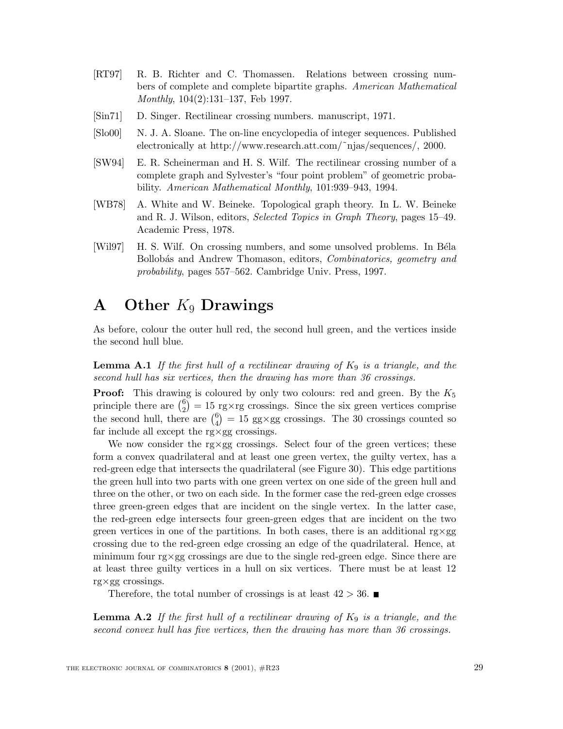[RT97] R. B. Richter and C. Thomassen. Relations between crossing numbers of complete and complete bipartite graphs. *American Mathematical Monthly*, 104(2):131–137, Feb 1997.

[Sin71] D. Singer. Rectilinear crossing numbers. manuscript, 1971.

[Slo00] N. J. A. Sloane. The on-line encyclopedia of integer sequences. Published electronically at http://www.research.att.com/˜njas/sequences/, 2000.

[SW94] E. R. Scheinerman and H. S. Wilf. The rectilinear crossing number of a complete graph and Sylvester's "four point problem" of geometric probability. *American Mathematical Monthly*, 101:939–943, 1994.

[WB78] A. White and W. Beineke. Topological graph theory. In L. W. Beineke and R. J. Wilson, editors, *Selected Topics in Graph Theory*, pages 15–49. Academic Press, 1978.

[Wil97] H. S. Wilf. On crossing numbers, and some unsolved problems. In Béla Bollobás and Andrew Thomason, editors, *Combinatorics, geometry and probability*, pages 557–562. Cambridge Univ. Press, 1997.

# A Other $K_9$ Drawings

As before, colour the outer hull red, the second hull green, and the vertices inside the second hull blue.

**Lemma A.1** *If the first hull of a rectilinear drawing of $K_9$ is a triangle, and the second hull has six vertices, then the drawing has more than 36 crossings.*

**Proof:** This drawing is coloured by only two colours: red and green. By the $K_5$ principle there are $\binom{6}{2} = 15$ rg×rg crossings. Since the six green vertices comprise the second hull, there are $\binom{6}{4} = 15$ gg×gg crossings. The 30 crossings counted so far include all except the rg×gg crossings.

We now consider the rg×gg crossings. Select four of the green vertices; these form a convex quadrilateral and at least one green vertex, the guilty vertex, has a red-green edge that intersects the quadrilateral (see Figure 30). This edge partitions the green hull into two parts with one green vertex on one side of the green hull and three on the other, or two on each side. In the former case the red-green edge crosses three green-green edges that are incident on the single vertex. In the latter case, the red-green edge intersects four green-green edges that are incident on the two green vertices in one of the partitions. In both cases, there is an additional rg×gg crossing due to the red-green edge crossing an edge of the quadrilateral. Hence, at minimum four rg×gg crossings are due to the single red-green edge. Since there are at least three guilty vertices in a hull on six vertices. There must be at least 12 rg×gg crossings.

Therefore, the total number of crossings is at least $42 > 36$. ■

**Lemma A.2** *If the first hull of a rectilinear drawing of $K_9$ is a triangle, and the second convex hull has five vertices, then the drawing has more than 36 crossings.*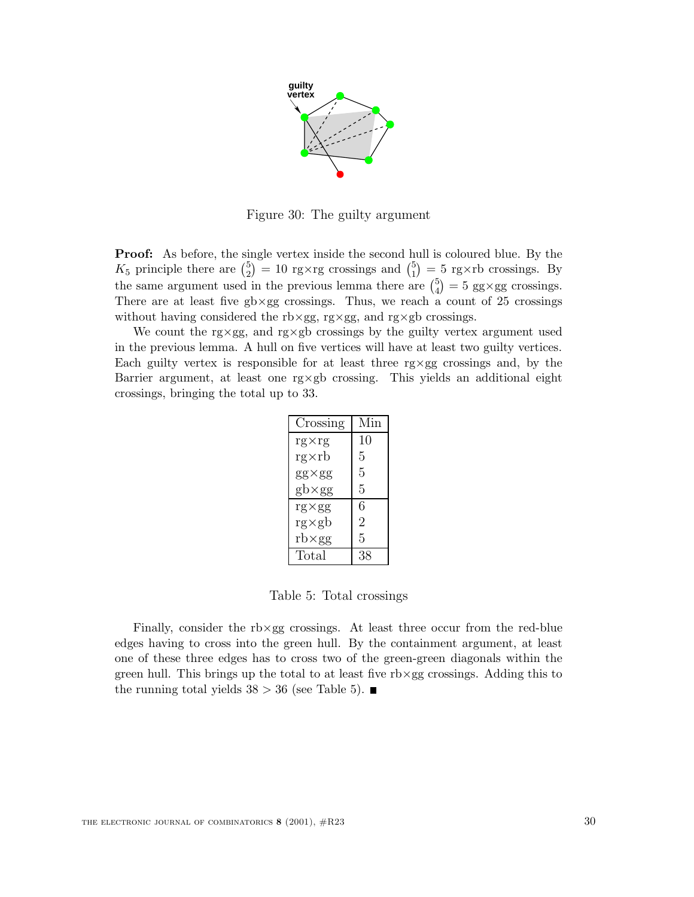guilty
vertex

Figure 30: The guilty argument

**Proof:** As before, the single vertex inside the second hull is coloured blue. By the $K_5$ principle there are $\binom{5}{2} = 10$ rg×rg crossings and $\binom{5}{1} = 5$ rg×rb crossings. By the same argument used in the previous lemma there are $\binom{5}{4} = 5$ gg×gg crossings. There are at least five gb×gg crossings. Thus, we reach a count of 25 crossings without having considered the rb×gg, rg×gg, and rg×gb crossings.

We count the rg×gg, and rg×gb crossings by the guilty vertex argument used in the previous lemma. A hull on five vertices will have at least two guilty vertices. Each guilty vertex is responsible for at least three rg×gg crossings and, by the Barrier argument, at least one rg×gb crossing. This yields an additional eight crossings, bringing the total up to 33.

| Crossing | Min |
|---|---|
| rg×rg | 10 |
| rg×rb | 5 |
| gg×gg | 5 |
| gb×gg | 5 |
| rg×gg | 6 |
| rg×gb | 2 |
| rb×gg | 5 |
| Total | 38 |

Table 5: Total crossings

Finally, consider the rb×gg crossings. At least three occur from the red-blue edges having to cross into the green hull. By the containment argument, at least one of these three edges has to cross two of the green-green diagonals within the green hull. This brings up the total to at least five rb×gg crossings. Adding this to the running total yields $38 > 36$ (see Table 5). ■